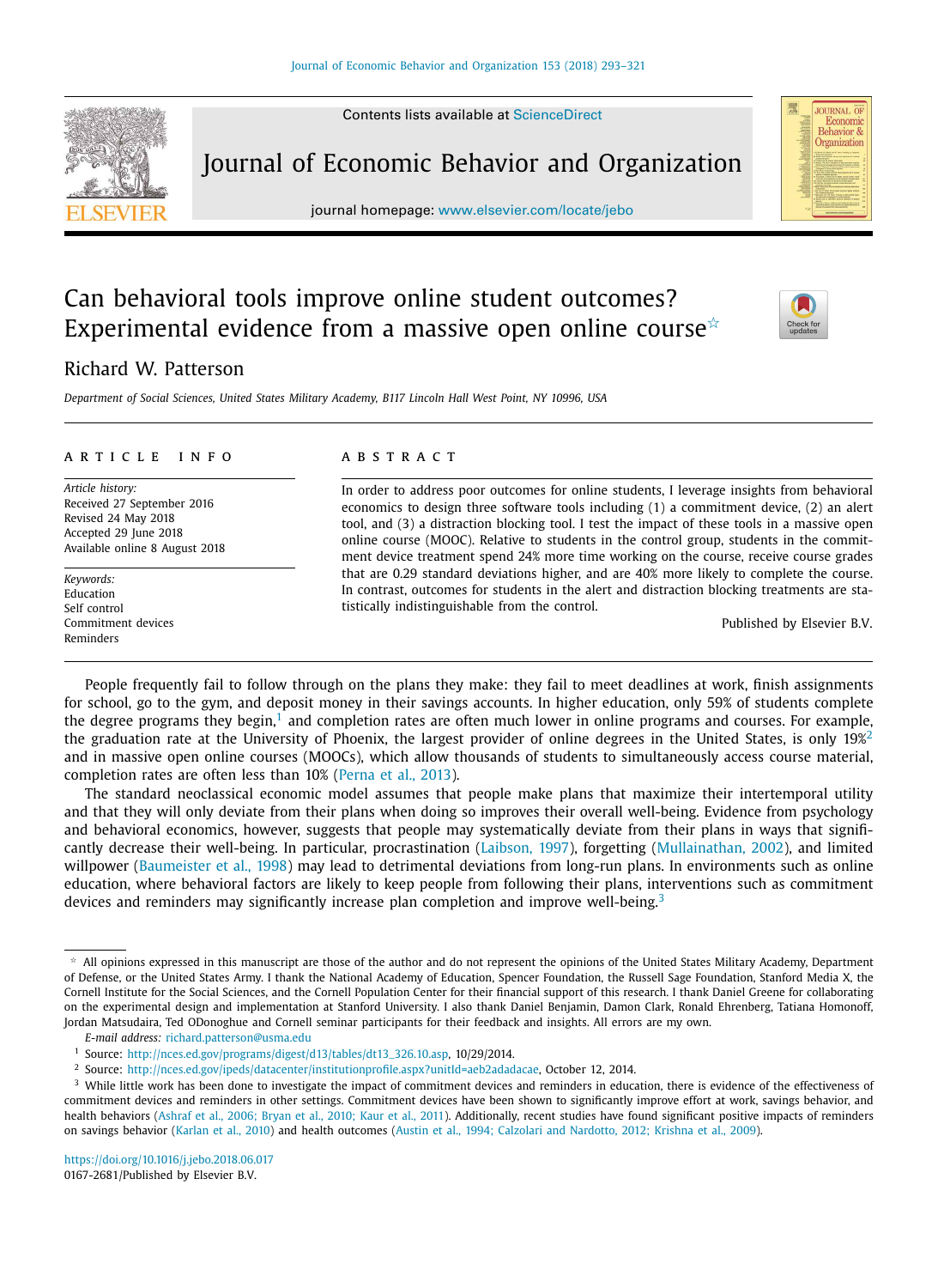# Can behavioral tools improve online student outcomes? Experimental evidence from a massive open online course[☆]

Richard W. Patterson

*Department of Social Sciences, United States Military Academy, B117 Lincoln Hall West Point, NY 10996, USA*

## ARTICLE INFO

*Article history:*
Received 27 September 2016
Revised 24 May 2018
Accepted 29 June 2018
Available online 8 August 2018

*Keywords:*
Education
Self control
Commitment devices
Reminders

## ABSTRACT

In order to address poor outcomes for online students, I leverage insights from behavioral economics to design three software tools including (1) a commitment device, (2) an alert tool, and (3) a distraction blocking tool. I test the impact of these tools in a massive open online course (MOOC). Relative to students in the control group, students in the commitment device treatment spend 24% more time working on the course, receive course grades that are 0.29 standard deviations higher, and are 40% more likely to complete the course. In contrast, outcomes for students in the alert and distraction blocking treatments are statistically indistinguishable from the control.

Published by Elsevier B.V.

People frequently fail to follow through on the plans they make: they fail to meet deadlines at work, finish assignments for school, go to the gym, and deposit money in their savings accounts. In higher education, only 59% of students complete the degree programs they begin,[1] and completion rates are often much lower in online programs and courses. For example, the graduation rate at the University of Phoenix, the largest provider of online degrees in the United States, is only 19%[2] and in massive open online courses (MOOCs), which allow thousands of students to simultaneously access course material, completion rates are often less than 10% (Perna et al., 2013).

The standard neoclassical economic model assumes that people make plans that maximize their intertemporal utility and that they will only deviate from their plans when doing so improves their overall well-being. Evidence from psychology and behavioral economics, however, suggests that people may systematically deviate from their plans in ways that significantly decrease their well-being. In particular, procrastination (Laibson, 1997), forgetting (Mullainathan, 2002), and limited willpower (Baumeister et al., 1998) may lead to detrimental deviations from long-run plans. In environments such as online education, where behavioral factors are likely to keep people from following their plans, interventions such as commitment devices and reminders may significantly increase plan completion and improve well-being.[3]

---

☆ All opinions expressed in this manuscript are those of the author and do not represent the opinions of the United States Military Academy, Department of Defense, or the United States Army. I thank the National Academy of Education, Spencer Foundation, the Russell Sage Foundation, Stanford Media X, the Cornell Institute for the Social Sciences, and the Cornell Population Center for their financial support of this research. I thank Daniel Greene for collaborating on the experimental design and implementation at Stanford University. I also thank Daniel Benjamin, Damon Clark, Ronald Ehrenberg, Tatiana Homonoff, Jordan Matsudaira, Ted ODonoghue and Cornell seminar participants for their feedback and insights. All errors are my own.

*E-mail address:* richard.patterson@usma.edu

[1] Source: http://nces.ed.gov/programs/digest/d13/tables/dt13_326.10.asp, 10/29/2014.

[2] Source: http://nces.ed.gov/ipeds/datacenter/institutionprofile.aspx?unitId=aeb2adadacae, October 12, 2014.

[3] While little work has been done to investigate the impact of commitment devices and reminders in education, there is evidence of the effectiveness of commitment devices and reminders in other settings. Commitment devices have been shown to significantly improve effort at work, savings behavior, and health behaviors (Ashraf et al., 2006; Bryan et al., 2010; Kaur et al., 2011). Additionally, recent studies have found significant positive impacts of reminders on savings behavior (Karlan et al., 2010) and health outcomes (Austin et al., 1994; Calzolari and Nardotto, 2012; Krishna et al., 2009).

https://doi.org/10.1016/j.jebo.2018.06.017
0167-2681/Published by Elsevier B.V.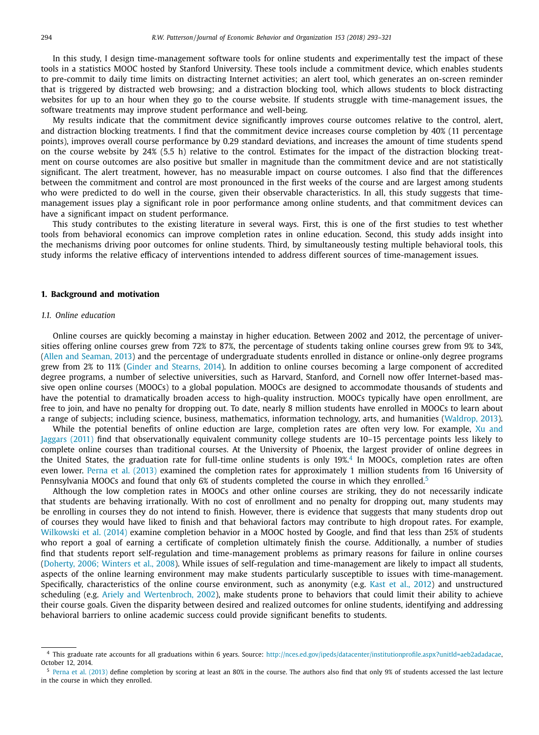In this study, I design time-management software tools for online students and experimentally test the impact of these tools in a statistics MOOC hosted by Stanford University. These tools include a commitment device, which enables students to pre-commit to daily time limits on distracting Internet activities; an alert tool, which generates an on-screen reminder that is triggered by distracted web browsing; and a distraction blocking tool, which allows students to block distracting websites for up to an hour when they go to the course website. If students struggle with time-management issues, the software treatments may improve student performance and well-being.

My results indicate that the commitment device significantly improves course outcomes relative to the control, alert, and distraction blocking treatments. I find that the commitment device increases course completion by 40% (11 percentage points), improves overall course performance by 0.29 standard deviations, and increases the amount of time students spend on the course website by 24% (5.5 h) relative to the control. Estimates for the impact of the distraction blocking treatment on course outcomes are also positive but smaller in magnitude than the commitment device and are not statistically significant. The alert treatment, however, has no measurable impact on course outcomes. I also find that the differences between the commitment and control are most pronounced in the first weeks of the course and are largest among students who were predicted to do well in the course, given their observable characteristics. In all, this study suggests that time-management issues play a significant role in poor performance among online students, and that commitment devices can have a significant impact on student performance.

This study contributes to the existing literature in several ways. First, this is one of the first studies to test whether tools from behavioral economics can improve completion rates in online education. Second, this study adds insight into the mechanisms driving poor outcomes for online students. Third, by simultaneously testing multiple behavioral tools, this study informs the relative efficacy of interventions intended to address different sources of time-management issues.

## 1. Background and motivation

### *1.1. Online education*

Online courses are quickly becoming a mainstay in higher education. Between 2002 and 2012, the percentage of universities offering online courses grew from 72% to 87%, the percentage of students taking online courses grew from 9% to 34%, (Allen and Seaman, 2013) and the percentage of undergraduate students enrolled in distance or online-only degree programs grew from 2% to 11% (Ginder and Stearns, 2014). In addition to online courses becoming a large component of accredited degree programs, a number of selective universities, such as Harvard, Stanford, and Cornell now offer Internet-based massive open online courses (MOOCs) to a global population. MOOCs are designed to accommodate thousands of students and have the potential to dramatically broaden access to high-quality instruction. MOOCs typically have open enrollment, are free to join, and have no penalty for dropping out. To date, nearly 8 million students have enrolled in MOOCs to learn about a range of subjects; including science, business, mathematics, information technology, arts, and humanities (Waldrop, 2013).

While the potential benefits of online eduction are large, completion rates are often very low. For example, Xu and Jaggars (2011) find that observationally equivalent community college students are 10–15 percentage points less likely to complete online courses than traditional courses. At the University of Phoenix, the largest provider of online degrees in the United States, the graduation rate for full-time online students is only 19%.[4] In MOOCs, completion rates are often even lower. Perna et al. (2013) examined the completion rates for approximately 1 million students from 16 University of Pennsylvania MOOCs and found that only 6% of students completed the course in which they enrolled.[5]

Although the low completion rates in MOOCs and other online courses are striking, they do not necessarily indicate that students are behaving irrationally. With no cost of enrollment and no penalty for dropping out, many students may be enrolling in courses they do not intend to finish. However, there is evidence that suggests that many students drop out of courses they would have liked to finish and that behavioral factors may contribute to high dropout rates. For example, Wilkowski et al. (2014) examine completion behavior in a MOOC hosted by Google, and find that less than 25% of students who report a goal of earning a certificate of completion ultimately finish the course. Additionally, a number of studies find that students report self-regulation and time-management problems as primary reasons for failure in online courses (Doherty, 2006; Winters et al., 2008). While issues of self-regulation and time-management are likely to impact all students, aspects of the online learning environment may make students particularly susceptible to issues with time-management. Specifically, characteristics of the online course environment, such as anonymity (e.g. Kast et al., 2012) and unstructured scheduling (e.g. Ariely and Wertenbroch, 2002), make students prone to behaviors that could limit their ability to achieve their course goals. Given the disparity between desired and realized outcomes for online students, identifying and addressing behavioral barriers to online academic success could provide significant benefits to students.

[4] This graduate rate accounts for all graduations within 6 years. Source: http://nces.ed.gov/ipeds/datacenter/institutionprofile.aspx?unitId=aeb2adadacae, October 12, 2014.

[5] Perna et al. (2013) define completion by scoring at least an 80% in the course. The authors also find that only 9% of students accessed the last lecture in the course in which they enrolled.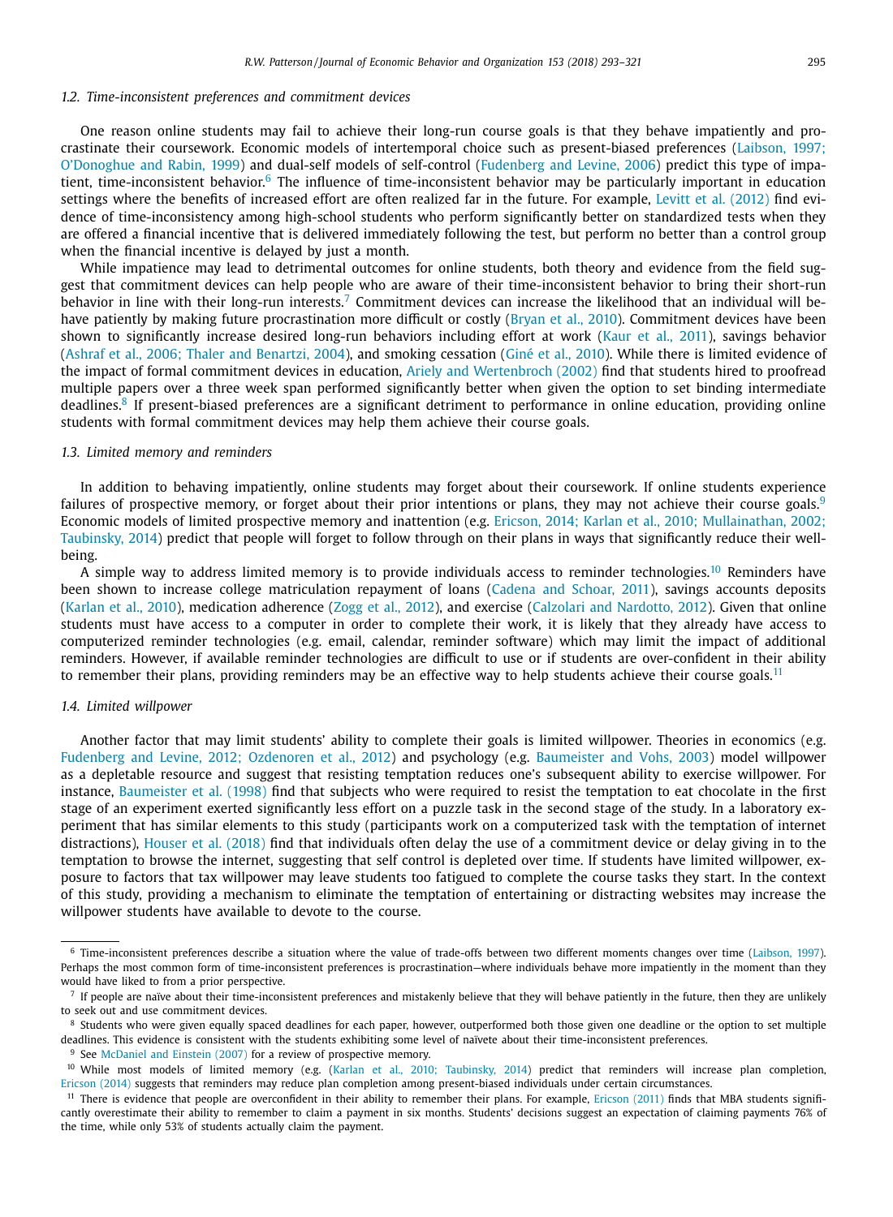### 1.2. Time-inconsistent preferences and commitment devices

One reason online students may fail to achieve their long-run course goals is that they behave impatiently and procrastinate their coursework. Economic models of intertemporal choice such as present-biased preferences (Laibson, 1997; O'Donoghue and Rabin, 1999) and dual-self models of self-control (Fudenberg and Levine, 2006) predict this type of impatient, time-inconsistent behavior.[6] The influence of time-inconsistent behavior may be particularly important in education settings where the benefits of increased effort are often realized far in the future. For example, Levitt et al. (2012) find evidence of time-inconsistency among high-school students who perform significantly better on standardized tests when they are offered a financial incentive that is delivered immediately following the test, but perform no better than a control group when the financial incentive is delayed by just a month.

While impatience may lead to detrimental outcomes for online students, both theory and evidence from the field suggest that commitment devices can help people who are aware of their time-inconsistent behavior to bring their short-run behavior in line with their long-run interests.[7] Commitment devices can increase the likelihood that an individual will behave patiently by making future procrastination more difficult or costly (Bryan et al., 2010). Commitment devices have been shown to significantly increase desired long-run behaviors including effort at work (Kaur et al., 2011), savings behavior (Ashraf et al., 2006; Thaler and Benartzi, 2004), and smoking cessation (Giné et al., 2010). While there is limited evidence of the impact of formal commitment devices in education, Ariely and Wertenbroch (2002) find that students hired to proofread multiple papers over a three week span performed significantly better when given the option to set binding intermediate deadlines.[8] If present-biased preferences are a significant detriment to performance in online education, providing online students with formal commitment devices may help them achieve their course goals.

### 1.3. Limited memory and reminders

In addition to behaving impatiently, online students may forget about their coursework. If online students experience failures of prospective memory, or forget about their prior intentions or plans, they may not achieve their course goals.[9] Economic models of limited prospective memory and inattention (e.g. Ericson, 2014; Karlan et al., 2010; Mullainathan, 2002; Taubinsky, 2014) predict that people will forget to follow through on their plans in ways that significantly reduce their well-being.

A simple way to address limited memory is to provide individuals access to reminder technologies.[10] Reminders have been shown to increase college matriculation repayment of loans (Cadena and Schoar, 2011), savings accounts deposits (Karlan et al., 2010), medication adherence (Zogg et al., 2012), and exercise (Calzolari and Nardotto, 2012). Given that online students must have access to a computer in order to complete their work, it is likely that they already have access to computerized reminder technologies (e.g. email, calendar, reminder software) which may limit the impact of additional reminders. However, if available reminder technologies are difficult to use or if students are over-confident in their ability to remember their plans, providing reminders may be an effective way to help students achieve their course goals.[11]

### 1.4. Limited willpower

Another factor that may limit students' ability to complete their goals is limited willpower. Theories in economics (e.g. Fudenberg and Levine, 2012; Ozdenoren et al., 2012) and psychology (e.g. Baumeister and Vohs, 2003) model willpower as a depletable resource and suggest that resisting temptation reduces one's subsequent ability to exercise willpower. For instance, Baumeister et al. (1998) find that subjects who were required to resist the temptation to eat chocolate in the first stage of an experiment exerted significantly less effort on a puzzle task in the second stage of the study. In a laboratory experiment that has similar elements to this study (participants work on a computerized task with the temptation of internet distractions), Houser et al. (2018) find that individuals often delay the use of a commitment device or delay giving in to the temptation to browse the internet, suggesting that self control is depleted over time. If students have limited willpower, exposure to factors that tax willpower may leave students too fatigued to complete the course tasks they start. In the context of this study, providing a mechanism to eliminate the temptation of entertaining or distracting websites may increase the willpower students have available to devote to the course.

---

[6] Time-inconsistent preferences describe a situation where the value of trade-offs between two different moments changes over time (Laibson, 1997). Perhaps the most common form of time-inconsistent preferences is procrastination—where individuals behave more impatiently in the moment than they would have liked to from a prior perspective.

[7] If people are naïve about their time-inconsistent preferences and mistakenly believe that they will behave patiently in the future, then they are unlikely to seek out and use commitment devices.

[8] Students who were given equally spaced deadlines for each paper, however, outperformed both those given one deadline or the option to set multiple deadlines. This evidence is consistent with the students exhibiting some level of naïvete about their time-inconsistent preferences.

[9] See McDaniel and Einstein (2007) for a review of prospective memory.

[10] While most models of limited memory (e.g. (Karlan et al., 2010; Taubinsky, 2014) predict that reminders will increase plan completion, Ericson (2014) suggests that reminders may reduce plan completion among present-biased individuals under certain circumstances.

[11] There is evidence that people are overconfident in their ability to remember their plans. For example, Ericson (2011) finds that MBA students significantly overestimate their ability to remember to claim a payment in six months. Students' decisions suggest an expectation of claiming payments 76% of the time, while only 53% of students actually claim the payment.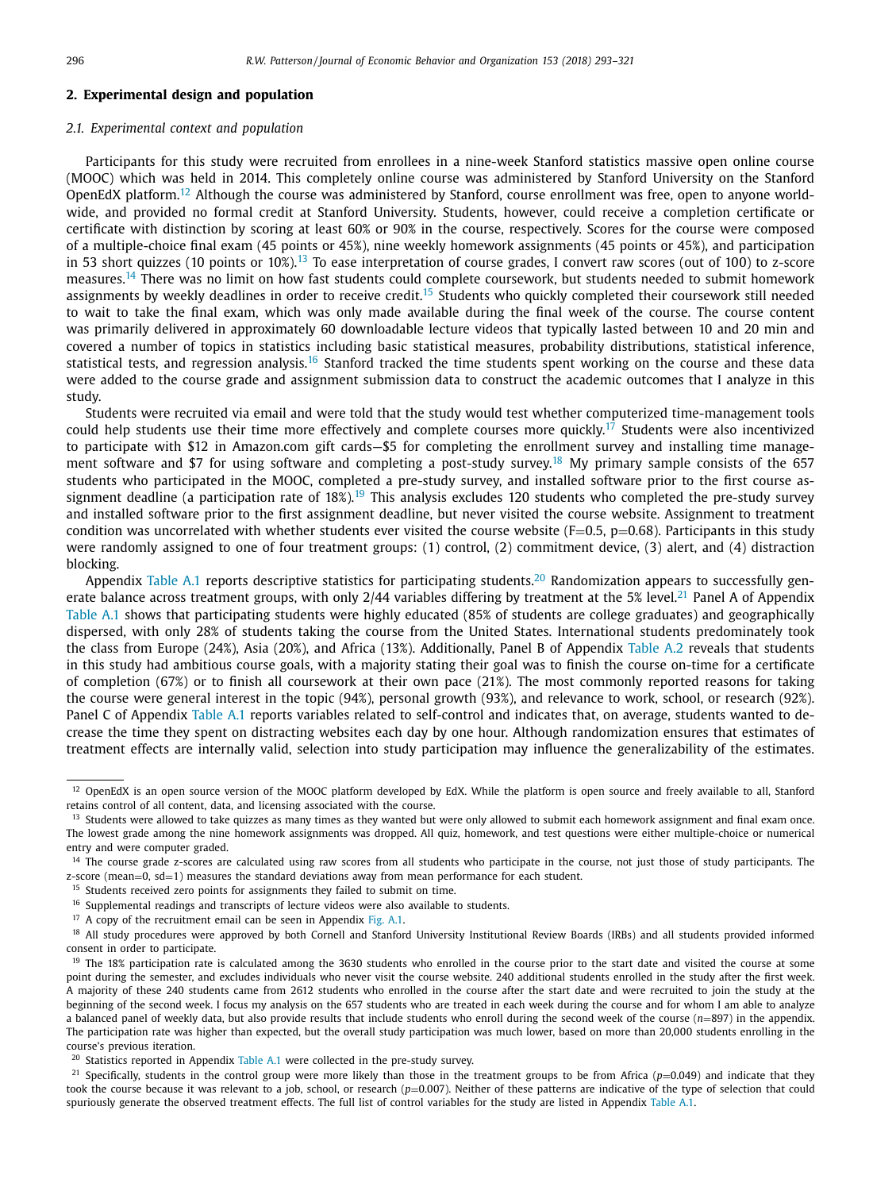## 2. Experimental design and population

### 2.1. Experimental context and population

Participants for this study were recruited from enrollees in a nine-week Stanford statistics massive open online course (MOOC) which was held in 2014. This completely online course was administered by Stanford University on the Stanford OpenEdX platform.[12] Although the course was administered by Stanford, course enrollment was free, open to anyone worldwide, and provided no formal credit at Stanford University. Students, however, could receive a completion certificate or certificate with distinction by scoring at least 60% or 90% in the course, respectively. Scores for the course were composed of a multiple-choice final exam (45 points or 45%), nine weekly homework assignments (45 points or 45%), and participation in 53 short quizzes (10 points or 10%).[13] To ease interpretation of course grades, I convert raw scores (out of 100) to z-score measures.[14] There was no limit on how fast students could complete coursework, but students needed to submit homework assignments by weekly deadlines in order to receive credit.[15] Students who quickly completed their coursework still needed to wait to take the final exam, which was only made available during the final week of the course. The course content was primarily delivered in approximately 60 downloadable lecture videos that typically lasted between 10 and 20 min and covered a number of topics in statistics including basic statistical measures, probability distributions, statistical inference, statistical tests, and regression analysis.[16] Stanford tracked the time students spent working on the course and these data were added to the course grade and assignment submission data to construct the academic outcomes that I analyze in this study.

Students were recruited via email and were told that the study would test whether computerized time-management tools could help students use their time more effectively and complete courses more quickly.[17] Students were also incentivized to participate with $12 in Amazon.com gift cards—$5 for completing the enrollment survey and installing time management software and $7 for using software and completing a post-study survey.[18] My primary sample consists of the 657 students who participated in the MOOC, completed a pre-study survey, and installed software prior to the first course assignment deadline (a participation rate of 18%).[19] This analysis excludes 120 students who completed the pre-study survey and installed software prior to the first assignment deadline, but never visited the course website. Assignment to treatment condition was uncorrelated with whether students ever visited the course website (F=0.5, p=0.68). Participants in this study were randomly assigned to one of four treatment groups: (1) control, (2) commitment device, (3) alert, and (4) distraction blocking.

Appendix Table A.1 reports descriptive statistics for participating students.[20] Randomization appears to successfully generate balance across treatment groups, with only 2/44 variables differing by treatment at the 5% level.[21] Panel A of Appendix Table A.1 shows that participating students were highly educated (85% of students are college graduates) and geographically dispersed, with only 28% of students taking the course from the United States. International students predominately took the class from Europe (24%), Asia (20%), and Africa (13%). Additionally, Panel B of Appendix Table A.2 reveals that students in this study had ambitious course goals, with a majority stating their goal was to finish the course on-time for a certificate of completion (67%) or to finish all coursework at their own pace (21%). The most commonly reported reasons for taking the course were general interest in the topic (94%), personal growth (93%), and relevance to work, school, or research (92%). Panel C of Appendix Table A.1 reports variables related to self-control and indicates that, on average, students wanted to decrease the time they spent on distracting websites each day by one hour. Although randomization ensures that estimates of treatment effects are internally valid, selection into study participation may influence the generalizability of the estimates.

---

[12] OpenEdX is an open source version of the MOOC platform developed by EdX. While the platform is open source and freely available to all, Stanford retains control of all content, data, and licensing associated with the course.

[13] Students were allowed to take quizzes as many times as they wanted but were only allowed to submit each homework assignment and final exam once. The lowest grade among the nine homework assignments was dropped. All quiz, homework, and test questions were either multiple-choice or numerical entry and were computer graded.

[14] The course grade z-scores are calculated using raw scores from all students who participate in the course, not just those of study participants. The z-score (mean=0, sd=1) measures the standard deviations away from mean performance for each student.

[15] Students received zero points for assignments they failed to submit on time.

[16] Supplemental readings and transcripts of lecture videos were also available to students.

[17] A copy of the recruitment email can be seen in Appendix Fig. A.1.

[18] All study procedures were approved by both Cornell and Stanford University Institutional Review Boards (IRBs) and all students provided informed consent in order to participate.

[19] The 18% participation rate is calculated among the 3630 students who enrolled in the course prior to the start date and visited the course at some point during the semester, and excludes individuals who never visit the course website. 240 additional students enrolled in the study after the first week. A majority of these 240 students came from 2612 students who enrolled in the course after the start date and were recruited to join the study at the beginning of the second week. I focus my analysis on the 657 students who are treated in each week during the course and for whom I am able to analyze a balanced panel of weekly data, but also provide results that include students who enroll during the second week of the course ($n$=897) in the appendix. The participation rate was higher than expected, but the overall study participation was much lower, based on more than 20,000 students enrolling in the course's previous iteration.

[20] Statistics reported in Appendix Table A.1 were collected in the pre-study survey.

[21] Specifically, students in the control group were more likely than those in the treatment groups to be from Africa ($p$=0.049) and indicate that they took the course because it was relevant to a job, school, or research ($p$=0.007). Neither of these patterns are indicative of the type of selection that could spuriously generate the observed treatment effects. The full list of control variables for the study are listed in Appendix Table A.1.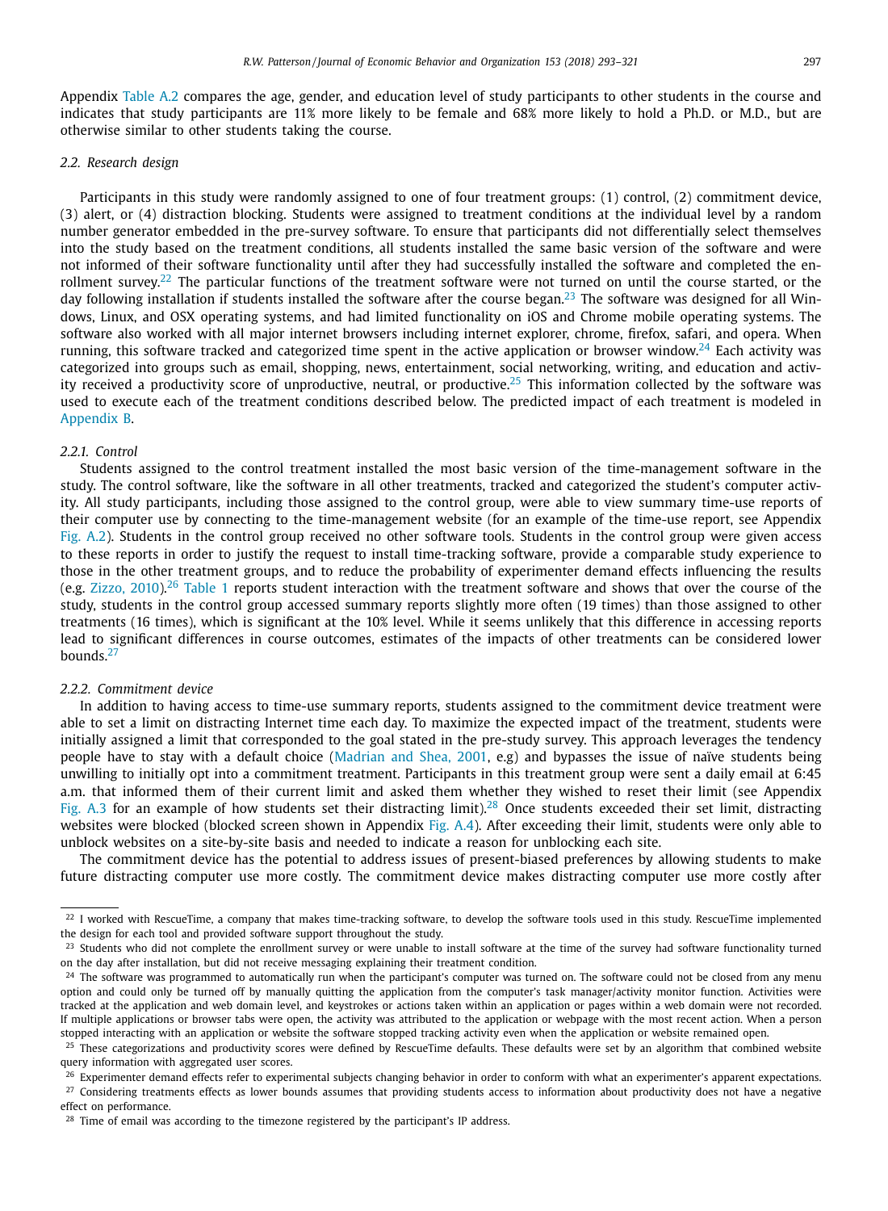Appendix Table A.2 compares the age, gender, and education level of study participants to other students in the course and indicates that study participants are 11% more likely to be female and 68% more likely to hold a Ph.D. or M.D., but are otherwise similar to other students taking the course.

### 2.2. Research design

Participants in this study were randomly assigned to one of four treatment groups: (1) control, (2) commitment device, (3) alert, or (4) distraction blocking. Students were assigned to treatment conditions at the individual level by a random number generator embedded in the pre-survey software. To ensure that participants did not differentially select themselves into the study based on the treatment conditions, all students installed the same basic version of the software and were not informed of their software functionality until after they had successfully installed the software and completed the enrollment survey.[22] The particular functions of the treatment software were not turned on until the course started, or the day following installation if students installed the software after the course began.[23] The software was designed for all Windows, Linux, and OSX operating systems, and had limited functionality on iOS and Chrome mobile operating systems. The software also worked with all major internet browsers including internet explorer, chrome, firefox, safari, and opera. When running, this software tracked and categorized time spent in the active application or browser window.[24] Each activity was categorized into groups such as email, shopping, news, entertainment, social networking, writing, and education and activity received a productivity score of unproductive, neutral, or productive.[25] This information collected by the software was used to execute each of the treatment conditions described below. The predicted impact of each treatment is modeled in Appendix B.

#### 2.2.1. Control

Students assigned to the control treatment installed the most basic version of the time-management software in the study. The control software, like the software in all other treatments, tracked and categorized the student's computer activity. All study participants, including those assigned to the control group, were able to view summary time-use reports of their computer use by connecting to the time-management website (for an example of the time-use report, see Appendix Fig. A.2). Students in the control group received no other software tools. Students in the control group were given access to these reports in order to justify the request to install time-tracking software, provide a comparable study experience to those in the other treatment groups, and to reduce the probability of experimenter demand effects influencing the results (e.g. Zizzo, 2010).[26] Table 1 reports student interaction with the treatment software and shows that over the course of the study, students in the control group accessed summary reports slightly more often (19 times) than those assigned to other treatments (16 times), which is significant at the 10% level. While it seems unlikely that this difference in accessing reports lead to significant differences in course outcomes, estimates of the impacts of other treatments can be considered lower bounds.[27]

#### 2.2.2. Commitment device

In addition to having access to time-use summary reports, students assigned to the commitment device treatment were able to set a limit on distracting Internet time each day. To maximize the expected impact of the treatment, students were initially assigned a limit that corresponded to the goal stated in the pre-study survey. This approach leverages the tendency people have to stay with a default choice (Madrian and Shea, 2001, e.g) and bypasses the issue of naïve students being unwilling to initially opt into a commitment treatment. Participants in this treatment group were sent a daily email at 6:45 a.m. that informed them of their current limit and asked them whether they wished to reset their limit (see Appendix Fig. A.3 for an example of how students set their distracting limit).[28] Once students exceeded their set limit, distracting websites were blocked (blocked screen shown in Appendix Fig. A.4). After exceeding their limit, students were only able to unblock websites on a site-by-site basis and needed to indicate a reason for unblocking each site.

The commitment device has the potential to address issues of present-biased preferences by allowing students to make future distracting computer use more costly. The commitment device makes distracting computer use more costly after

---

[22] I worked with RescueTime, a company that makes time-tracking software, to develop the software tools used in this study. RescueTime implemented the design for each tool and provided software support throughout the study.

[23] Students who did not complete the enrollment survey or were unable to install software at the time of the survey had software functionality turned on the day after installation, but did not receive messaging explaining their treatment condition.

[24] The software was programmed to automatically run when the participant's computer was turned on. The software could not be closed from any menu option and could only be turned off by manually quitting the application from the computer's task manager/activity monitor function. Activities were tracked at the application and web domain level, and keystrokes or actions taken within an application or pages within a web domain were not recorded. If multiple applications or browser tabs were open, the activity was attributed to the application or webpage with the most recent action. When a person stopped interacting with an application or website the software stopped tracking activity even when the application or website remained open.

[25] These categorizations and productivity scores were defined by RescueTime defaults. These defaults were set by an algorithm that combined website query information with aggregated user scores.

[26] Experimenter demand effects refer to experimental subjects changing behavior in order to conform with what an experimenter's apparent expectations.

[27] Considering treatments effects as lower bounds assumes that providing students access to information about productivity does not have a negative effect on performance.

[28] Time of email was according to the timezone registered by the participant's IP address.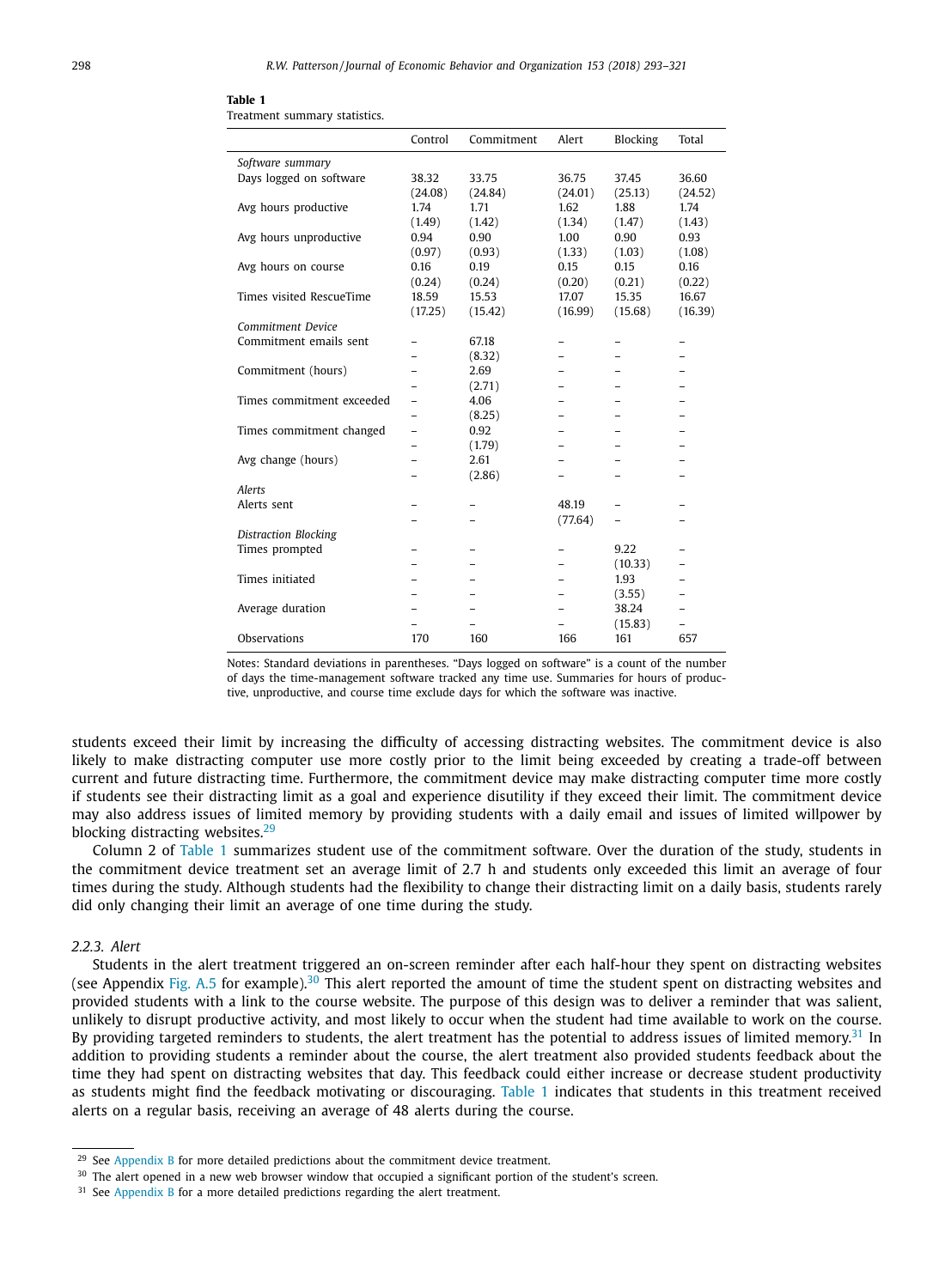**Table 1**
Treatment summary statistics.

| | Control | Commitment | Alert | Blocking | Total |
|---|---|---|---|---|---|
| *Software summary* | | | | | |
| Days logged on software | 38.32 | 33.75 | 36.75 | 37.45 | 36.60 |
| | (24.08) | (24.84) | (24.01) | (25.13) | (24.52) |
| Avg hours productive | 1.74 | 1.71 | 1.62 | 1.88 | 1.74 |
| | (1.49) | (1.42) | (1.34) | (1.47) | (1.43) |
| Avg hours unproductive | 0.94 | 0.90 | 1.00 | 0.90 | 0.93 |
| | (0.97) | (0.93) | (1.33) | (1.03) | (1.08) |
| Avg hours on course | 0.16 | 0.19 | 0.15 | 0.15 | 0.16 |
| | (0.24) | (0.24) | (0.20) | (0.21) | (0.22) |
| Times visited RescueTime | 18.59 | 15.53 | 17.07 | 15.35 | 16.67 |
| | (17.25) | (15.42) | (16.99) | (15.68) | (16.39) |
| *Commitment Device* | | | | | |
| Commitment emails sent | – | 67.18 | – | – | – |
| | – | (8.32) | – | – | – |
| Commitment (hours) | – | 2.69 | – | – | – |
| | – | (2.71) | – | – | – |
| Times commitment exceeded | – | 4.06 | – | – | – |
| | – | (8.25) | – | – | – |
| Times commitment changed | – | 0.92 | – | – | – |
| | – | (1.79) | – | – | – |
| Avg change (hours) | – | 2.61 | – | – | – |
| | – | (2.86) | – | – | – |
| *Alerts* | | | | | |
| Alerts sent | – | – | 48.19 | – | – |
| | – | – | (77.64) | – | – |
| *Distraction Blocking* | | | | | |
| Times prompted | – | – | – | 9.22 | – |
| | – | – | – | (10.33) | – |
| Times initiated | – | – | – | 1.93 | – |
| | – | – | – | (3.55) | – |
| Average duration | – | – | – | 38.24 | – |
| | – | – | – | (15.83) | – |
| Observations | 170 | 160 | 166 | 161 | 657 |

Notes: Standard deviations in parentheses. "Days logged on software" is a count of the number of days the time-management software tracked any time use. Summaries for hours of productive, unproductive, and course time exclude days for which the software was inactive.

students exceed their limit by increasing the difficulty of accessing distracting websites. The commitment device is also likely to make distracting computer use more costly prior to the limit being exceeded by creating a trade-off between current and future distracting time. Furthermore, the commitment device may make distracting computer time more costly if students see their distracting limit as a goal and experience disutility if they exceed their limit. The commitment device may also address issues of limited memory by providing students with a daily email and issues of limited willpower by blocking distracting websites.[29]

Column 2 of Table 1 summarizes student use of the commitment software. Over the duration of the study, students in the commitment device treatment set an average limit of 2.7 h and students only exceeded this limit an average of four times during the study. Although students had the flexibility to change their distracting limit on a daily basis, students rarely did only changing their limit an average of one time during the study.

#### 2.2.3. Alert

Students in the alert treatment triggered an on-screen reminder after each half-hour they spent on distracting websites (see Appendix Fig. A.5 for example).[30] This alert reported the amount of time the student spent on distracting websites and provided students with a link to the course website. The purpose of this design was to deliver a reminder that was salient, unlikely to disrupt productive activity, and most likely to occur when the student had time available to work on the course. By providing targeted reminders to students, the alert treatment has the potential to address issues of limited memory.[31] In addition to providing students a reminder about the course, the alert treatment also provided students feedback about the time they had spent on distracting websites that day. This feedback could either increase or decrease student productivity as students might find the feedback motivating or discouraging. Table 1 indicates that students in this treatment received alerts on a regular basis, receiving an average of 48 alerts during the course.

[29] See Appendix B for more detailed predictions about the commitment device treatment.

[30] The alert opened in a new web browser window that occupied a significant portion of the student's screen.

[31] See Appendix B for a more detailed predictions regarding the alert treatment.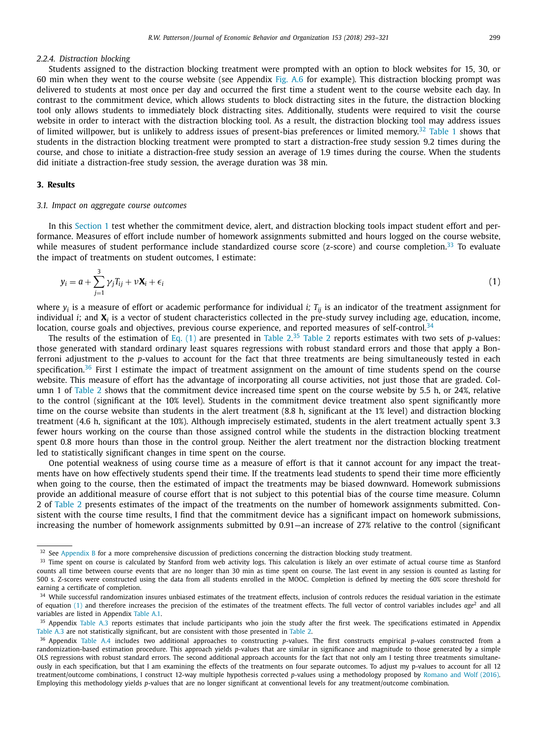#### 2.2.4. Distraction blocking

Students assigned to the distraction blocking treatment were prompted with an option to block websites for 15, 30, or 60 min when they went to the course website (see Appendix Fig. A.6 for example). This distraction blocking prompt was delivered to students at most once per day and occurred the first time a student went to the course website each day. In contrast to the commitment device, which allows students to block distracting sites in the future, the distraction blocking tool only allows students to immediately block distracting sites. Additionally, students were required to visit the course website in order to interact with the distraction blocking tool. As a result, the distraction blocking tool may address issues of limited willpower, but is unlikely to address issues of present-bias preferences or limited memory.[32] Table 1 shows that students in the distraction blocking treatment were prompted to start a distraction-free study session 9.2 times during the course, and chose to initiate a distraction-free study session an average of 1.9 times during the course. When the students did initiate a distraction-free study session, the average duration was 38 min.

## 3. Results

### 3.1. Impact on aggregate course outcomes

In this Section 1 test whether the commitment device, alert, and distraction blocking tools impact student effort and performance. Measures of effort include number of homework assignments submitted and hours logged on the course website, while measures of student performance include standardized course score (z-score) and course completion.[33] To evaluate the impact of treatments on student outcomes, I estimate:

$$y_i = a + \sum_{j=1}^{3} \gamma_j T_{ij} + \nu \mathbf{X}_i + \epsilon_i \tag{1}$$

where $y_i$ is a measure of effort or academic performance for individual *i; $T_{ij}$* is an indicator of the treatment assignment for individual *i*; and $\mathbf{X}_i$ is a vector of student characteristics collected in the pre-study survey including age, education, income, location, course goals and objectives, previous course experience, and reported measures of self-control.[34]

The results of the estimation of Eq. (1) are presented in Table 2.[35] Table 2 reports estimates with two sets of *p*-values: those generated with standard ordinary least squares regressions with robust standard errors and those that apply a Bonferroni adjustment to the *p*-values to account for the fact that three treatments are being simultaneously tested in each specification.[36] First I estimate the impact of treatment assignment on the amount of time students spend on the course website. This measure of effort has the advantage of incorporating all course activities, not just those that are graded. Column 1 of Table 2 shows that the commitment device increased time spent on the course website by 5.5 h, or 24%, relative to the control (significant at the 10% level). Students in the commitment device treatment also spent significantly more time on the course website than students in the alert treatment (8.8 h, significant at the 1% level) and distraction blocking treatment (4.6 h, significant at the 10%). Although imprecisely estimated, students in the alert treatment actually spent 3.3 fewer hours working on the course than those assigned control while the students in the distraction blocking treatment spent 0.8 more hours than those in the control group. Neither the alert treatment nor the distraction blocking treatment led to statistically significant changes in time spent on the course.

One potential weakness of using course time as a measure of effort is that it cannot account for any impact the treatments have on how effectively students spend their time. If the treatments lead students to spend their time more efficiently when going to the course, then the estimated of impact the treatments may be biased downward. Homework submissions provide an additional measure of course effort that is not subject to this potential bias of the course time measure. Column 2 of Table 2 presents estimates of the impact of the treatments on the number of homework assignments submitted. Consistent with the course time results, I find that the commitment device has a significant impact on homework submissions, increasing the number of homework assignments submitted by 0.91—an increase of 27% relative to the control (significant

---

[32] See Appendix B for a more comprehensive discussion of predictions concerning the distraction blocking study treatment.

[33] Time spent on course is calculated by Stanford from web activity logs. This calculation is likely an over estimate of actual course time as Stanford counts all time between course events that are no longer than 30 min as time spent on course. The last event in any session is counted as lasting for 500 s. Z-scores were constructed using the data from all students enrolled in the MOOC. Completion is defined by meeting the 60% score threshold for earning a certificate of completion.

[34] While successful randomization insures unbiased estimates of the treatment effects, inclusion of controls reduces the residual variation in the estimate of equation (1) and therefore increases the precision of the estimates of the treatment effects. The full vector of control variables includes *age*$^2$ and all variables are listed in Appendix Table A.1.

[35] Appendix Table A.3 reports estimates that include participants who join the study after the first week. The specifications estimated in Appendix Table A.3 are not statistically significant, but are consistent with those presented in Table 2.

[36] Appendix Table A.4 includes two additional approaches to constructing *p*-values. The first constructs empirical *p*-values constructed from a randomization-based estimation procedure. This approach yields *p*-values that are similar in significance and magnitude to those generated by a simple OLS regressions with robust standard errors. The second additional approach accounts for the fact that not only am I testing three treatments simultaneously in each specification, but that I am examining the effects of the treatments on four separate outcomes. To adjust my p-values to account for all 12 treatment/outcome combinations, I construct 12-way multiple hypothesis corrected *p*-values using a methodology proposed by Romano and Wolf (2016). Employing this methodology yields *p*-values that are no longer significant at conventional levels for any treatment/outcome combination.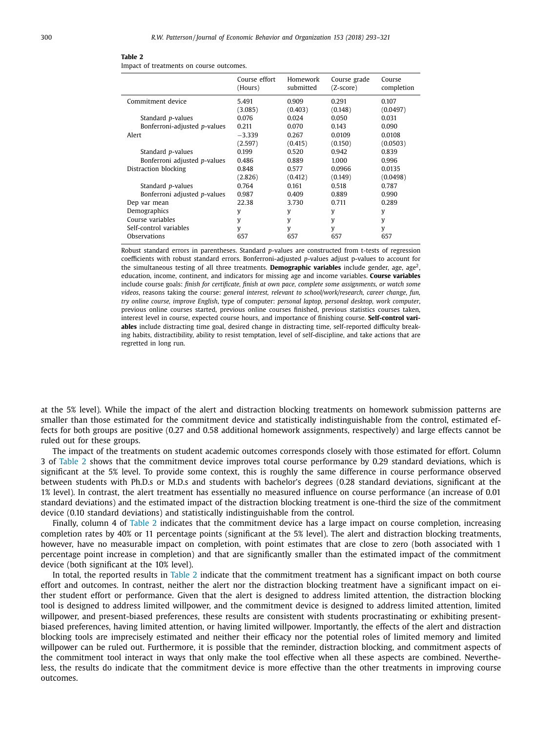**Table 2**
Impact of treatments on course outcomes.

| | Course effort (Hours) | Homework submitted | Course grade (Z-score) | Course completion |
|---|---|---|---|---|
| Commitment device | 5.491 | 0.909 | 0.291 | 0.107 |
| | (3.085) | (0.403) | (0.148) | (0.0497) |
| Standard *p*-values | 0.076 | 0.024 | 0.050 | 0.031 |
| Bonferroni-adjusted *p*-values | 0.211 | 0.070 | 0.143 | 0.090 |
| Alert | −3.339 | 0.267 | 0.0109 | 0.0108 |
| | (2.597) | (0.415) | (0.150) | (0.0503) |
| Standard *p*-values | 0.199 | 0.520 | 0.942 | 0.839 |
| Bonferroni adjusted *p*-values | 0.486 | 0.889 | 1.000 | 0.996 |
| Distraction blocking | 0.848 | 0.577 | 0.0966 | 0.0135 |
| | (2.826) | (0.412) | (0.149) | (0.0498) |
| Standard *p*-values | 0.764 | 0.161 | 0.518 | 0.787 |
| Bonferroni adjusted *p*-values | 0.987 | 0.409 | 0.889 | 0.990 |
| Dep var mean | 22.38 | 3.730 | 0.711 | 0.289 |
| Demographics | y | y | y | y |
| Course variables | y | y | y | y |
| Self-control variables | y | y | y | y |
| Observations | 657 | 657 | 657 | 657 |

Robust standard errors in parentheses. Standard *p*-values are constructed from t-tests of regression coefficients with robust standard errors. Bonferroni-adjusted *p*-values adjust p-values to account for the simultaneous testing of all three treatments. **Demographic variables** include gender, age, age$^2$, education, income, continent, and indicators for missing age and income variables. **Course variables** include course goals: *finish for certificate, finish at own pace, complete some assignments, or watch some videos*, reasons taking the course: *general interest, relevant to school/work/research, career change, fun, try online course, improve English*, type of computer: *personal laptop, personal desktop, work computer*, previous online courses started, previous online courses finished, previous statistics courses taken, interest level in course, expected course hours, and importance of finishing course. **Self-control variables** include distracting time goal, desired change in distracting time, self-reported difficulty breaking habits, distractibility, ability to resist temptation, level of self-discipline, and take actions that are regretted in long run.

at the 5% level). While the impact of the alert and distraction blocking treatments on homework submission patterns are smaller than those estimated for the commitment device and statistically indistinguishable from the control, estimated effects for both groups are positive (0.27 and 0.58 additional homework assignments, respectively) and large effects cannot be ruled out for these groups.

The impact of the treatments on student academic outcomes corresponds closely with those estimated for effort. Column 3 of Table 2 shows that the commitment device improves total course performance by 0.29 standard deviations, which is significant at the 5% level. To provide some context, this is roughly the same difference in course performance observed between students with Ph.D.s or M.D.s and students with bachelor's degrees (0.28 standard deviations, significant at the 1% level). In contrast, the alert treatment has essentially no measured influence on course performance (an increase of 0.01 standard deviations) and the estimated impact of the distraction blocking treatment is one-third the size of the commitment device (0.10 standard deviations) and statistically indistinguishable from the control.

Finally, column 4 of Table 2 indicates that the commitment device has a large impact on course completion, increasing completion rates by 40% or 11 percentage points (significant at the 5% level). The alert and distraction blocking treatments, however, have no measurable impact on completion, with point estimates that are close to zero (both associated with 1 percentage point increase in completion) and that are significantly smaller than the estimated impact of the commitment device (both significant at the 10% level).

In total, the reported results in Table 2 indicate that the commitment treatment has a significant impact on both course effort and outcomes. In contrast, neither the alert nor the distraction blocking treatment have a significant impact on either student effort or performance. Given that the alert is designed to address limited attention, the distraction blocking tool is designed to address limited willpower, and the commitment device is designed to address limited attention, limited willpower, and present-biased preferences, these results are consistent with students procrastinating or exhibiting present-biased preferences, having limited attention, or having limited willpower. Importantly, the effects of the alert and distraction blocking tools are imprecisely estimated and neither their efficacy nor the potential roles of limited memory and limited willpower can be ruled out. Furthermore, it is possible that the reminder, distraction blocking, and commitment aspects of the commitment tool interact in ways that only make the tool effective when all these aspects are combined. Nevertheless, the results do indicate that the commitment device is more effective than the other treatments in improving course outcomes.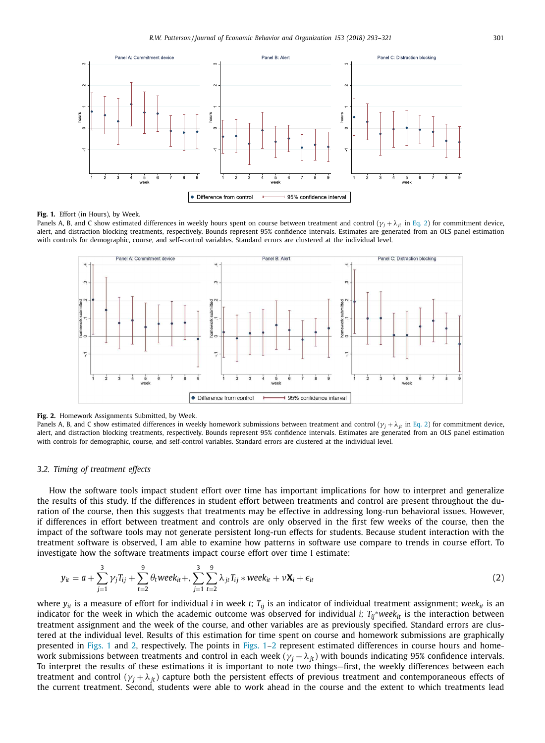**Fig. 1.** Effort (in Hours), by Week.
Panels A, B, and C show estimated differences in weekly hours spent on course between treatment and control ($\gamma_j + \lambda_{jt}$ in Eq. 2) for commitment device, alert, and distraction blocking treatments, respectively. Bounds represent 95% confidence intervals. Estimates are generated from an OLS panel estimation with controls for demographic, course, and self-control variables. Standard errors are clustered at the individual level.

**Fig. 2.** Homework Assignments Submitted, by Week.
Panels A, B, and C show estimated differences in weekly homework submissions between treatment and control ($\gamma_j + \lambda_{jt}$ in Eq. 2) for commitment device, alert, and distraction blocking treatments, respectively. Bounds represent 95% confidence intervals. Estimates are generated from an OLS panel estimation with controls for demographic, course, and self-control variables. Standard errors are clustered at the individual level.

### 3.2. *Timing of treatment effects*

How the software tools impact student effort over time has important implications for how to interpret and generalize the results of this study. If the differences in student effort between treatments and control are present throughout the duration of the course, then this suggests that treatments may be effective in addressing long-run behavioral issues. However, if differences in effort between treatment and controls are only observed in the first few weeks of the course, then the impact of the software tools may not generate persistent long-run effects for students. Because student interaction with the treatment software is observed, I am able to examine how patterns in software use compare to trends in course effort. To investigate how the software treatments impact course effort over time I estimate:

$$y_{it} = a + \sum_{j=1}^{3} \gamma_j T_{ij} + \sum_{t=2}^{9} \theta_t week_{it} +, \sum_{j=1}^{3} \sum_{t=2}^{9} \lambda_{jt} T_{ij} * week_{it} + \nu \mathbf{X}_i + \epsilon_{it} \tag{2}$$

where $y_{it}$ is a measure of effort for individual $i$ in week $t$; $T_{ij}$ is an indicator of individual treatment assignment; $week_{it}$ is an indicator for the week in which the academic outcome was observed for individual $i$; $T_{ij}$*$week_{it}$ is the interaction between treatment assignment and the week of the course, and other variables are as previously specified. Standard errors are clustered at the individual level. Results of this estimation for time spent on course and homework submissions are graphically presented in Figs. 1 and 2, respectively. The points in Figs. 1–2 represent estimated differences in course hours and homework submissions between treatments and control in each week ($\gamma_j + \lambda_{jt}$) with bounds indicating 95% confidence intervals. To interpret the results of these estimations it is important to note two things—first, the weekly differences between each treatment and control ($\gamma_j + \lambda_{jt}$) capture both the persistent effects of previous treatment and contemporaneous effects of the current treatment. Second, students were able to work ahead in the course and the extent to which treatments lead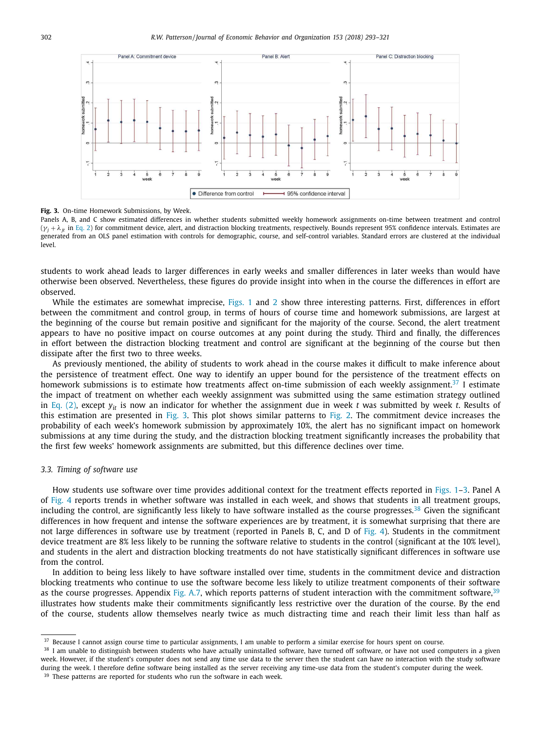**Fig. 3.** On-time Homework Submissions, by Week.

Panels A, B, and C show estimated differences in whether students submitted weekly homework assignments on-time between treatment and control ($\gamma_j + \lambda_{jt}$ in Eq. 2) for commitment device, alert, and distraction blocking treatments, respectively. Bounds represent 95% confidence intervals. Estimates are generated from an OLS panel estimation with controls for demographic, course, and self-control variables. Standard errors are clustered at the individual level.

students to work ahead leads to larger differences in early weeks and smaller differences in later weeks than would have otherwise been observed. Nevertheless, these figures do provide insight into when in the course the differences in effort are observed.

While the estimates are somewhat imprecise, Figs. 1 and 2 show three interesting patterns. First, differences in effort between the commitment and control group, in terms of hours of course time and homework submissions, are largest at the beginning of the course but remain positive and significant for the majority of the course. Second, the alert treatment appears to have no positive impact on course outcomes at any point during the study. Third and finally, the differences in effort between the distraction blocking treatment and control are significant at the beginning of the course but then dissipate after the first two to three weeks.

As previously mentioned, the ability of students to work ahead in the course makes it difficult to make inference about the persistence of treatment effect. One way to identify an upper bound for the persistence of the treatment effects on homework submissions is to estimate how treatments affect on-time submission of each weekly assignment.[37] I estimate the impact of treatment on whether each weekly assignment was submitted using the same estimation strategy outlined in Eq. (2), except $y_{it}$ is now an indicator for whether the assignment due in week $t$ was submitted by week $t$. Results of this estimation are presented in Fig. 3. This plot shows similar patterns to Fig. 2. The commitment device increases the probability of each week's homework submission by approximately 10%, the alert has no significant impact on homework submissions at any time during the study, and the distraction blocking treatment significantly increases the probability that the first few weeks' homework assignments are submitted, but this difference declines over time.

### 3.3. Timing of software use

How students use software over time provides additional context for the treatment effects reported in Figs. 1–3. Panel A of Fig. 4 reports trends in whether software was installed in each week, and shows that students in all treatment groups, including the control, are significantly less likely to have software installed as the course progresses.[38] Given the significant differences in how frequent and intense the software experiences are by treatment, it is somewhat surprising that there are not large differences in software use by treatment (reported in Panels B, C, and D of Fig. 4). Students in the commitment device treatment are 8% less likely to be running the software relative to students in the control (significant at the 10% level), and students in the alert and distraction blocking treatments do not have statistically significant differences in software use from the control.

In addition to being less likely to have software installed over time, students in the commitment device and distraction blocking treatments who continue to use the software become less likely to utilize treatment components of their software as the course progresses. Appendix Fig. A.7, which reports patterns of student interaction with the commitment software,[39] illustrates how students make their commitments significantly less restrictive over the duration of the course. By the end of the course, students allow themselves nearly twice as much distracting time and reach their limit less than half as

---

[37] Because I cannot assign course time to particular assignments, I am unable to perform a similar exercise for hours spent on course.

[38] I am unable to distinguish between students who have actually uninstalled software, have turned off software, or have not used computers in a given week. However, if the student's computer does not send any time use data to the server then the student can have no interaction with the study software during the week. I therefore define software being installed as the server receiving any time-use data from the student's computer during the week.

[39] These patterns are reported for students who run the software in each week.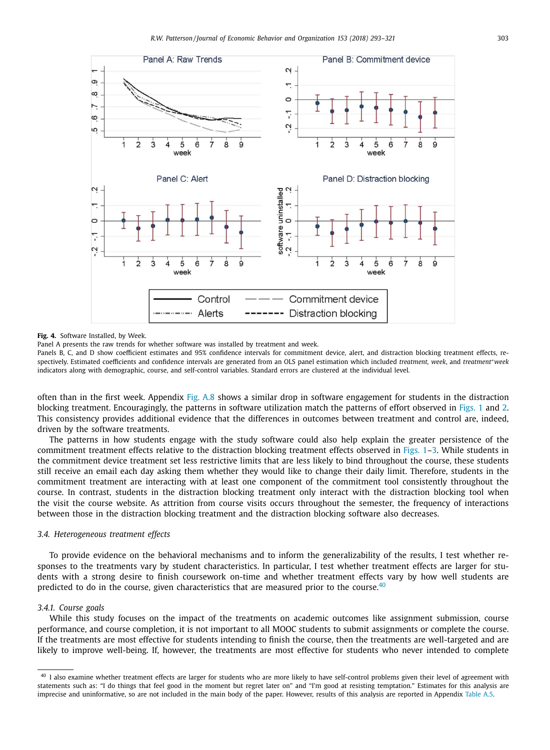Panel A: Raw Trends

.5 .6 .7 .8 .9 1

1 2 3 4 5 6 7 8 9

week

Panel B: Commitment device

-.2 -.1 0 .1 .2

1 2 3 4 5 6 7 8 9

week

Panel C: Alert

-.2 -.1 0 .1 .2

1 2 3 4 5 6 7 8 9

week

Panel D: Distraction blocking

software uninstalled

-.2 -.1 0 .1 .2

1 2 3 4 5 6 7 8 9

week

Control — Commitment device — Alerts — Distraction blocking

**Fig. 4.** Software Installed, by Week.
Panel A presents the raw trends for whether software was installed by treatment and week.
Panels B, C, and D show coefficient estimates and 95% confidence intervals for commitment device, alert, and distraction blocking treatment effects, respectively. Estimated coefficients and confidence intervals are generated from an OLS panel estimation which included *treatment*, *week*, and *treatment*week* indicators along with demographic, course, and self-control variables. Standard errors are clustered at the individual level.

often than in the first week. Appendix Fig. A.8 shows a similar drop in software engagement for students in the distraction blocking treatment. Encouragingly, the patterns in software utilization match the patterns of effort observed in Figs. 1 and 2. This consistency provides additional evidence that the differences in outcomes between treatment and control are, indeed, driven by the software treatments.

The patterns in how students engage with the study software could also help explain the greater persistence of the commitment treatment effects relative to the distraction blocking treatment effects observed in Figs. 1–3. While students in the commitment device treatment set less restrictive limits that are less likely to bind throughout the course, these students still receive an email each day asking them whether they would like to change their daily limit. Therefore, students in the commitment treatment are interacting with at least one component of the commitment tool consistently throughout the course. In contrast, students in the distraction blocking treatment only interact with the distraction blocking tool when the visit the course website. As attrition from course visits occurs throughout the semester, the frequency of interactions between those in the distraction blocking treatment and the distraction blocking software also decreases.

### 3.4. Heterogeneous treatment effects

To provide evidence on the behavioral mechanisms and to inform the generalizability of the results, I test whether responses to the treatments vary by student characteristics. In particular, I test whether treatment effects are larger for students with a strong desire to finish coursework on-time and whether treatment effects vary by how well students are predicted to do in the course, given characteristics that are measured prior to the course.[40]

#### 3.4.1. Course goals

While this study focuses on the impact of the treatments on academic outcomes like assignment submission, course performance, and course completion, it is not important to all MOOC students to submit assignments or complete the course. If the treatments are most effective for students intending to finish the course, then the treatments are well-targeted and are likely to improve well-being. If, however, the treatments are most effective for students who never intended to complete

[40] I also examine whether treatment effects are larger for students who are more likely to have self-control problems given their level of agreement with statements such as: "I do things that feel good in the moment but regret later on" and "I'm good at resisting temptation." Estimates for this analysis are imprecise and uninformative, so are not included in the main body of the paper. However, results of this analysis are reported in Appendix Table A.5.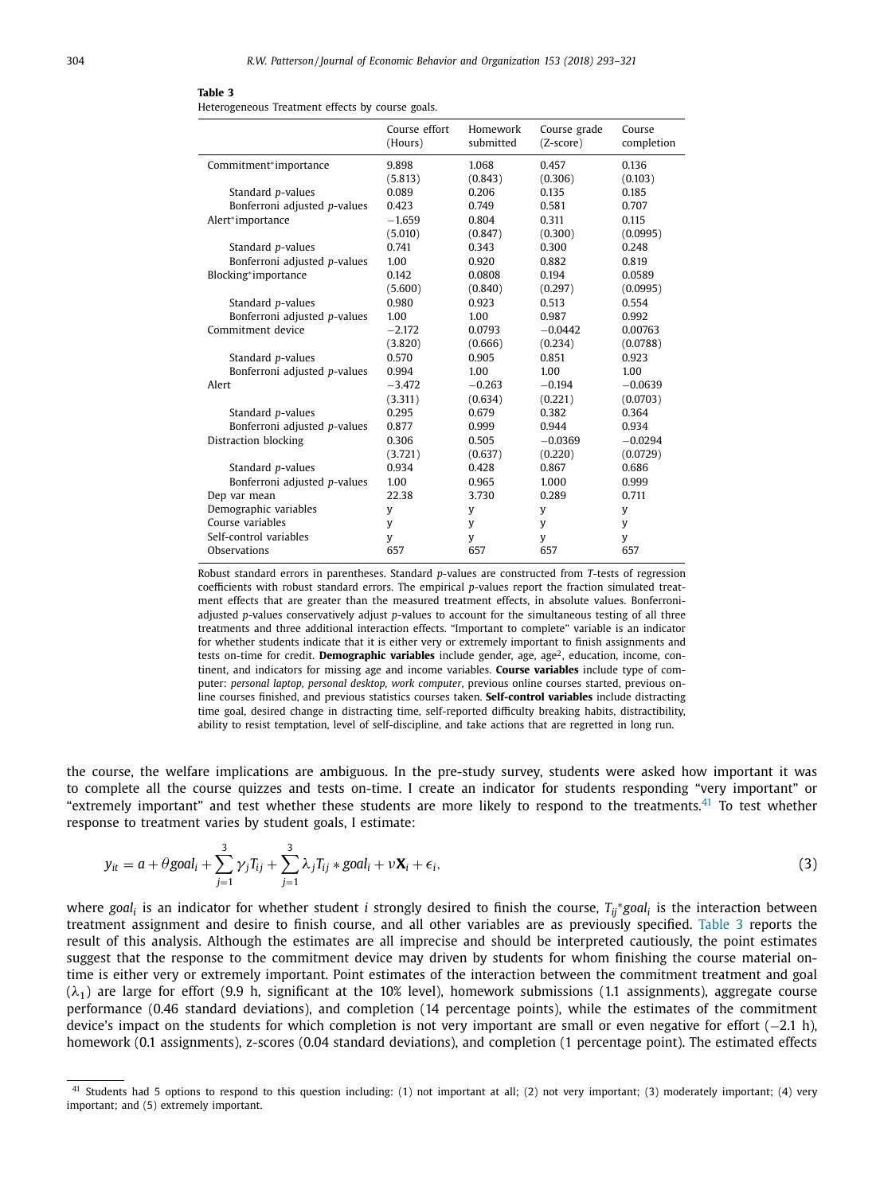**Table 3**
Heterogeneous Treatment effects by course goals.

| | Course effort (Hours) | Homework submitted | Course grade (Z-score) | Course completion |
|---|---|---|---|---|
| Commitment*importance | 9.898 | 1.068 | 0.457 | 0.136 |
| | (5.813) | (0.843) | (0.306) | (0.103) |
| Standard *p*-values | 0.089 | 0.206 | 0.135 | 0.185 |
| Bonferroni adjusted *p*-values | 0.423 | 0.749 | 0.581 | 0.707 |
| Alert*importance | −1.659 | 0.804 | 0.311 | 0.115 |
| | (5.010) | (0.847) | (0.300) | (0.0995) |
| Standard *p*-values | 0.741 | 0.343 | 0.300 | 0.248 |
| Bonferroni adjusted *p*-values | 1.00 | 0.920 | 0.882 | 0.819 |
| Blocking*importance | 0.142 | 0.0808 | 0.194 | 0.0589 |
| | (5.600) | (0.840) | (0.297) | (0.0995) |
| Standard *p*-values | 0.980 | 0.923 | 0.513 | 0.554 |
| Bonferroni adjusted *p*-values | 1.00 | 1.00 | 0.987 | 0.992 |
| Commitment device | −2.172 | 0.0793 | −0.0442 | 0.00763 |
| | (3.820) | (0.666) | (0.234) | (0.0788) |
| Standard *p*-values | 0.570 | 0.905 | 0.851 | 0.923 |
| Bonferroni adjusted *p*-values | 0.994 | 1.00 | 1.00 | 1.00 |
| Alert | −3.472 | −0.263 | −0.194 | −0.0639 |
| | (3.311) | (0.634) | (0.221) | (0.0703) |
| Standard *p*-values | 0.295 | 0.679 | 0.382 | 0.364 |
| Bonferroni adjusted *p*-values | 0.877 | 0.999 | 0.944 | 0.934 |
| Distraction blocking | 0.306 | 0.505 | −0.0369 | −0.0294 |
| | (3.721) | (0.637) | (0.220) | (0.0729) |
| Standard *p*-values | 0.934 | 0.428 | 0.867 | 0.686 |
| Bonferroni adjusted *p*-values | 1.00 | 0.965 | 1.000 | 0.999 |
| Dep var mean | 22.38 | 3.730 | 0.289 | 0.711 |
| Demographic variables | y | y | y | y |
| Course variables | y | y | y | y |
| Self-control variables | y | y | y | y |
| Observations | 657 | 657 | 657 | 657 |

Robust standard errors in parentheses. Standard *p*-values are constructed from *T*-tests of regression coefficients with robust standard errors. The empirical *p*-values report the fraction simulated treatment effects that are greater than the measured treatment effects, in absolute values. Bonferroni-adjusted *p*-values conservatively adjust *p*-values to account for the simultaneous testing of all three treatments and three additional interaction effects. "Important to complete" variable is an indicator for whether students indicate that it is either very or extremely important to finish assignments and tests on-time for credit. **Demographic variables** include gender, age, age$^2$, education, income, continent, and indicators for missing age and income variables. **Course variables** include type of computer: *personal laptop, personal desktop, work computer*, previous online courses started, previous online courses finished, and previous statistics courses taken. **Self-control variables** include distracting time goal, desired change in distracting time, self-reported difficulty breaking habits, distractibility, ability to resist temptation, level of self-discipline, and take actions that are regretted in long run.

the course, the welfare implications are ambiguous. In the pre-study survey, students were asked how important it was to complete all the course quizzes and tests on-time. I create an indicator for students responding "very important" or "extremely important" and test whether these students are more likely to respond to the treatments.[41] To test whether response to treatment varies by student goals, I estimate:

$$y_{it} = a + \theta goal_i + \sum_{j=1}^{3} \gamma_j T_{ij} + \sum_{j=1}^{3} \lambda_j T_{ij} * goal_i + \nu \mathbf{X}_i + \epsilon_i, \tag{3}$$

where $goal_i$ is an indicator for whether student $i$ strongly desired to finish the course, $T_{ij}{}^{*}goal_i$ is the interaction between treatment assignment and desire to finish course, and all other variables are as previously specified. Table 3 reports the result of this analysis. Although the estimates are all imprecise and should be interpreted cautiously, the point estimates suggest that the response to the commitment device may driven by students for whom finishing the course material on-time is either very or extremely important. Point estimates of the interaction between the commitment treatment and goal ($\lambda_1$) are large for effort (9.9 h, significant at the 10% level), homework submissions (1.1 assignments), aggregate course performance (0.46 standard deviations), and completion (14 percentage points), while the estimates of the commitment device's impact on the students for which completion is not very important are small or even negative for effort (−2.1 h), homework (0.1 assignments), z-scores (0.04 standard deviations), and completion (1 percentage point). The estimated effects

[41] Students had 5 options to respond to this question including: (1) not important at all; (2) not very important; (3) moderately important; (4) very important; and (5) extremely important.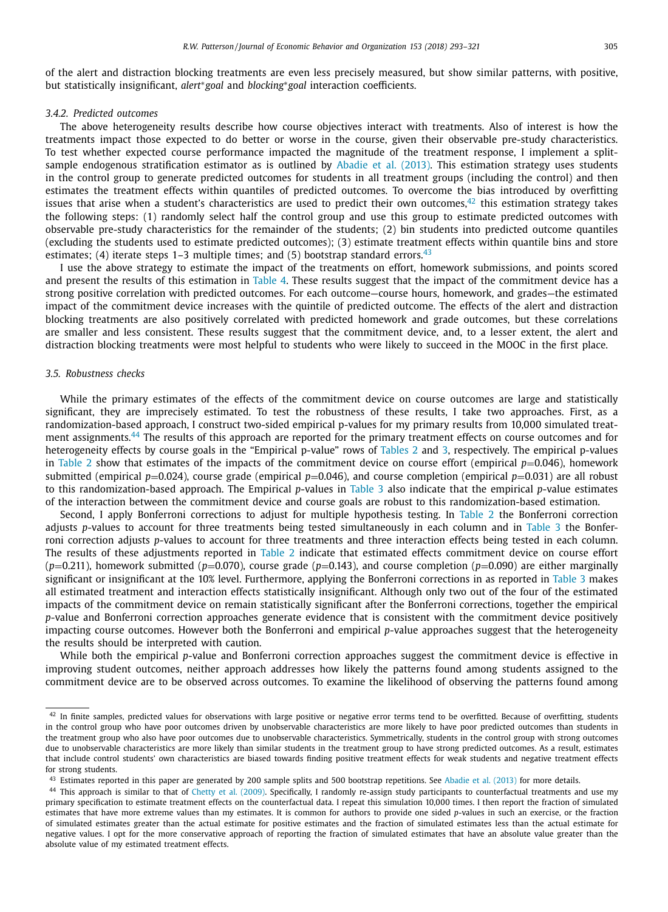of the alert and distraction blocking treatments are even less precisely measured, but show similar patterns, with positive, but statistically insignificant, *alert*goal* and *blocking*goal* interaction coefficients.

#### 3.4.2. Predicted outcomes

The above heterogeneity results describe how course objectives interact with treatments. Also of interest is how the treatments impact those expected to do better or worse in the course, given their observable pre-study characteristics. To test whether expected course performance impacted the magnitude of the treatment response, I implement a split-sample endogenous stratification estimator as is outlined by Abadie et al. (2013). This estimation strategy uses students in the control group to generate predicted outcomes for students in all treatment groups (including the control) and then estimates the treatment effects within quantiles of predicted outcomes. To overcome the bias introduced by overfitting issues that arise when a student's characteristics are used to predict their own outcomes,[42] this estimation strategy takes the following steps: (1) randomly select half the control group and use this group to estimate predicted outcomes with observable pre-study characteristics for the remainder of the students; (2) bin students into predicted outcome quantiles (excluding the students used to estimate predicted outcomes); (3) estimate treatment effects within quantile bins and store estimates; (4) iterate steps 1–3 multiple times; and (5) bootstrap standard errors.[43]

I use the above strategy to estimate the impact of the treatments on effort, homework submissions, and points scored and present the results of this estimation in Table 4. These results suggest that the impact of the commitment device has a strong positive correlation with predicted outcomes. For each outcome—course hours, homework, and grades—the estimated impact of the commitment device increases with the quintile of predicted outcome. The effects of the alert and distraction blocking treatments are also positively correlated with predicted homework and grade outcomes, but these correlations are smaller and less consistent. These results suggest that the commitment device, and, to a lesser extent, the alert and distraction blocking treatments were most helpful to students who were likely to succeed in the MOOC in the first place.

### 3.5. Robustness checks

While the primary estimates of the effects of the commitment device on course outcomes are large and statistically significant, they are imprecisely estimated. To test the robustness of these results, I take two approaches. First, as a randomization-based approach, I construct two-sided empirical p-values for my primary results from 10,000 simulated treatment assignments.[44] The results of this approach are reported for the primary treatment effects on course outcomes and for heterogeneity effects by course goals in the "Empirical p-value" rows of Tables 2 and 3, respectively. The empirical p-values in Table 2 show that estimates of the impacts of the commitment device on course effort (empirical $p$=0.046), homework submitted (empirical $p$=0.024), course grade (empirical $p$=0.046), and course completion (empirical $p$=0.031) are all robust to this randomization-based approach. The Empirical $p$-values in Table 3 also indicate that the empirical $p$-value estimates of the interaction between the commitment device and course goals are robust to this randomization-based estimation.

Second, I apply Bonferroni corrections to adjust for multiple hypothesis testing. In Table 2 the Bonferroni correction adjusts $p$-values to account for three treatments being tested simultaneously in each column and in Table 3 the Bonferroni correction adjusts $p$-values to account for three treatments and three interaction effects being tested in each column. The results of these adjustments reported in Table 2 indicate that estimated effects commitment device on course effort ($p$=0.211), homework submitted ($p$=0.070), course grade ($p$=0.143), and course completion ($p$=0.090) are either marginally significant or insignificant at the 10% level. Furthermore, applying the Bonferroni corrections in as reported in Table 3 makes all estimated treatment and interaction effects statistically insignificant. Although only two out of the four of the estimated impacts of the commitment device on remain statistically significant after the Bonferroni corrections, together the empirical $p$-value and Bonferroni correction approaches generate evidence that is consistent with the commitment device positively impacting course outcomes. However both the Bonferroni and empirical $p$-value approaches suggest that the heterogeneity the results should be interpreted with caution.

While both the empirical $p$-value and Bonferroni correction approaches suggest the commitment device is effective in improving student outcomes, neither approach addresses how likely the patterns found among students assigned to the commitment device are to be observed across outcomes. To examine the likelihood of observing the patterns found among

---

[42] In finite samples, predicted values for observations with large positive or negative error terms tend to be overfitted. Because of overfitting, students in the control group who have poor outcomes driven by unobservable characteristics are more likely to have poor predicted outcomes than students in the treatment group who also have poor outcomes due to unobservable characteristics. Symmetrically, students in the control group with strong outcomes due to unobservable characteristics are more likely than similar students in the treatment group to have strong predicted outcomes. As a result, estimates that include control students' own characteristics are biased towards finding positive treatment effects for weak students and negative treatment effects for strong students.

[43] Estimates reported in this paper are generated by 200 sample splits and 500 bootstrap repetitions. See Abadie et al. (2013) for more details.

[44] This approach is similar to that of Chetty et al. (2009). Specifically, I randomly re-assign study participants to counterfactual treatments and use my primary specification to estimate treatment effects on the counterfactual data. I repeat this simulation 10,000 times. I then report the fraction of simulated estimates that have more extreme values than my estimates. It is common for authors to provide one sided $p$-values in such an exercise, or the fraction of simulated estimates greater than the actual estimate for positive estimates and the fraction of simulated estimates less than the actual estimate for negative values. I opt for the more conservative approach of reporting the fraction of simulated estimates that have an absolute value greater than the absolute value of my estimated treatment effects.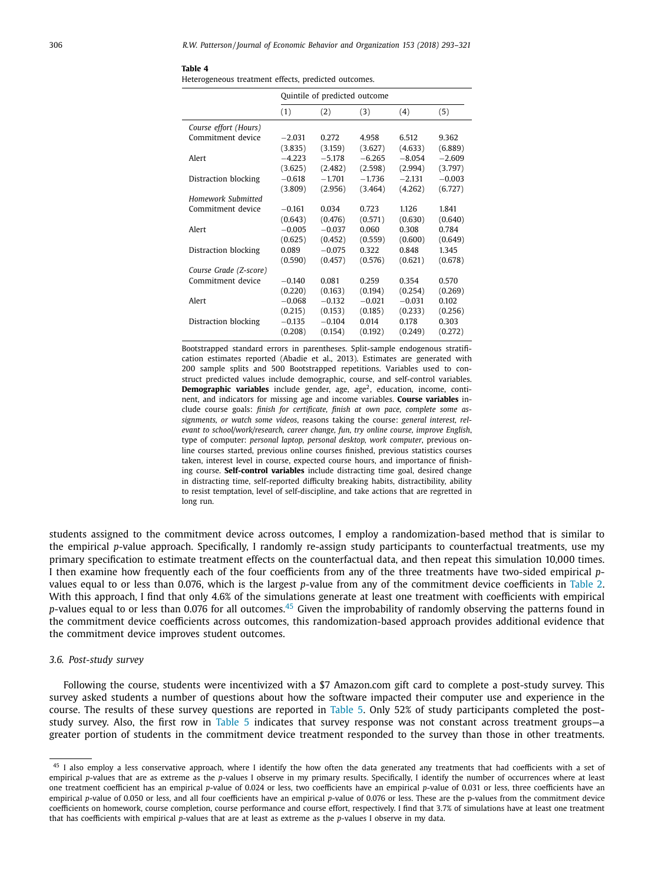**Table 4**

Heterogeneous treatment effects, predicted outcomes.

| | Quintile of predicted outcome | | | | |
|---|---|---|---|---|---|
| | (1) | (2) | (3) | (4) | (5) |
| *Course effort (Hours)* | | | | | |
| Commitment device | −2.031 | 0.272 | 4.958 | 6.512 | 9.362 |
| | (3.835) | (3.159) | (3.627) | (4.633) | (6.889) |
| Alert | −4.223 | −5.178 | −6.265 | −8.054 | −2.609 |
| | (3.625) | (2.482) | (2.598) | (2.994) | (3.797) |
| Distraction blocking | −0.618 | −1.701 | −1.736 | −2.131 | −0.003 |
| | (3.809) | (2.956) | (3.464) | (4.262) | (6.727) |
| *Homework Submitted* | | | | | |
| Commitment device | −0.161 | 0.034 | 0.723 | 1.126 | 1.841 |
| | (0.643) | (0.476) | (0.571) | (0.630) | (0.640) |
| Alert | −0.005 | −0.037 | 0.060 | 0.308 | 0.784 |
| | (0.625) | (0.452) | (0.559) | (0.600) | (0.649) |
| Distraction blocking | 0.089 | −0.075 | 0.322 | 0.848 | 1.345 |
| | (0.590) | (0.457) | (0.576) | (0.621) | (0.678) |
| *Course Grade (Z-score)* | | | | | |
| Commitment device | −0.140 | 0.081 | 0.259 | 0.354 | 0.570 |
| | (0.220) | (0.163) | (0.194) | (0.254) | (0.269) |
| Alert | −0.068 | −0.132 | −0.021 | −0.031 | 0.102 |
| | (0.215) | (0.153) | (0.185) | (0.233) | (0.256) |
| Distraction blocking | −0.135 | −0.104 | 0.014 | 0.178 | 0.303 |
| | (0.208) | (0.154) | (0.192) | (0.249) | (0.272) |

Bootstrapped standard errors in parentheses. Split-sample endogenous stratification estimates reported (Abadie et al., 2013). Estimates are generated with 200 sample splits and 500 Bootstrapped repetitions. Variables used to construct predicted values include demographic, course, and self-control variables. **Demographic variables** include gender, age, age$^2$, education, income, continent, and indicators for missing age and income variables. **Course variables** include course goals: *finish for certificate, finish at own pace, complete some assignments, or watch some videos*, reasons taking the course: *general interest, relevant to school/work/research, career change, fun, try online course, improve English*, type of computer: *personal laptop, personal desktop, work computer*, previous online courses started, previous online courses finished, previous statistics courses taken, interest level in course, expected course hours, and importance of finishing course. **Self-control variables** include distracting time goal, desired change in distracting time, self-reported difficulty breaking habits, distractibility, ability to resist temptation, level of self-discipline, and take actions that are regretted in long run.

students assigned to the commitment device across outcomes, I employ a randomization-based method that is similar to the empirical *p*-value approach. Specifically, I randomly re-assign study participants to counterfactual treatments, use my primary specification to estimate treatment effects on the counterfactual data, and then repeat this simulation 10,000 times. I then examine how frequently each of the four coefficients from any of the three treatments have two-sided empirical *p*-values equal to or less than 0.076, which is the largest *p*-value from any of the commitment device coefficients in Table 2. With this approach, I find that only 4.6% of the simulations generate at least one treatment with coefficients with empirical *p*-values equal to or less than 0.076 for all outcomes.[45] Given the improbability of randomly observing the patterns found in the commitment device coefficients across outcomes, this randomization-based approach provides additional evidence that the commitment device improves student outcomes.

### 3.6. Post-study survey

Following the course, students were incentivized with a $7 Amazon.com gift card to complete a post-study survey. This survey asked students a number of questions about how the software impacted their computer use and experience in the course. The results of these survey questions are reported in Table 5. Only 52% of study participants completed the post-study survey. Also, the first row in Table 5 indicates that survey response was not constant across treatment groups—a greater portion of students in the commitment device treatment responded to the survey than those in other treatments.

[45] I also employ a less conservative approach, where I identify the how often the data generated any treatments that had coefficients with a set of empirical *p*-values that are as extreme as the *p*-values I observe in my primary results. Specifically, I identify the number of occurrences where at least one treatment coefficient has an empirical *p*-value of 0.024 or less, two coefficients have an empirical *p*-value of 0.031 or less, three coefficients have an empirical *p*-value of 0.050 or less, and all four coefficients have an empirical *p*-value of 0.076 or less. These are the p-values from the commitment device coefficients on homework, course completion, course performance and course effort, respectively. I find that 3.7% of simulations have at least one treatment that has coefficients with empirical *p*-values that are at least as extreme as the *p*-values I observe in my data.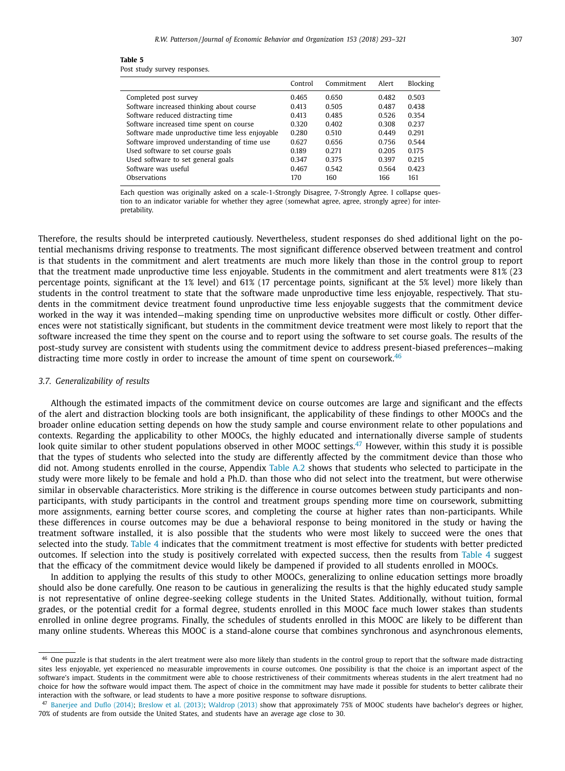**Table 5**
Post study survey responses.

| | Control | Commitment | Alert | Blocking |
|---|---|---|---|---|
| Completed post survey | 0.465 | 0.650 | 0.482 | 0.503 |
| Software increased thinking about course | 0.413 | 0.505 | 0.487 | 0.438 |
| Software reduced distracting time | 0.413 | 0.485 | 0.526 | 0.354 |
| Software increased time spent on course | 0.320 | 0.402 | 0.308 | 0.237 |
| Software made unproductive time less enjoyable | 0.280 | 0.510 | 0.449 | 0.291 |
| Software improved understanding of time use | 0.627 | 0.656 | 0.756 | 0.544 |
| Used software to set course goals | 0.189 | 0.271 | 0.205 | 0.175 |
| Used software to set general goals | 0.347 | 0.375 | 0.397 | 0.215 |
| Software was useful | 0.467 | 0.542 | 0.564 | 0.423 |
| Observations | 170 | 160 | 166 | 161 |

Each question was originally asked on a scale-1-Strongly Disagree, 7-Strongly Agree. I collapse question to an indicator variable for whether they agree (somewhat agree, agree, strongly agree) for interpretability.

Therefore, the results should be interpreted cautiously. Nevertheless, student responses do shed additional light on the potential mechanisms driving response to treatments. The most significant difference observed between treatment and control is that students in the commitment and alert treatments are much more likely than those in the control group to report that the treatment made unproductive time less enjoyable. Students in the commitment and alert treatments were 81% (23 percentage points, significant at the 1% level) and 61% (17 percentage points, significant at the 5% level) more likely than students in the control treatment to state that the software made unproductive time less enjoyable, respectively. That students in the commitment device treatment found unproductive time less enjoyable suggests that the commitment device worked in the way it was intended—making spending time on unproductive websites more difficult or costly. Other differences were not statistically significant, but students in the commitment device treatment were most likely to report that the software increased the time they spent on the course and to report using the software to set course goals. The results of the post-study survey are consistent with students using the commitment device to address present-biased preferences—making distracting time more costly in order to increase the amount of time spent on coursework.[46]

### 3.7. Generalizability of results

Although the estimated impacts of the commitment device on course outcomes are large and significant and the effects of the alert and distraction blocking tools are both insignificant, the applicability of these findings to other MOOCs and the broader online education setting depends on how the study sample and course environment relate to other populations and contexts. Regarding the applicability to other MOOCs, the highly educated and internationally diverse sample of students look quite similar to other student populations observed in other MOOC settings.[47] However, within this study it is possible that the types of students who selected into the study are differently affected by the commitment device than those who did not. Among students enrolled in the course, Appendix Table A.2 shows that students who selected to participate in the study were more likely to be female and hold a Ph.D. than those who did not select into the treatment, but were otherwise similar in observable characteristics. More striking is the difference in course outcomes between study participants and non-participants, with study participants in the control and treatment groups spending more time on coursework, submitting more assignments, earning better course scores, and completing the course at higher rates than non-participants. While these differences in course outcomes may be due a behavioral response to being monitored in the study or having the treatment software installed, it is also possible that the students who were most likely to succeed were the ones that selected into the study. Table 4 indicates that the commitment treatment is most effective for students with better predicted outcomes. If selection into the study is positively correlated with expected success, then the results from Table 4 suggest that the efficacy of the commitment device would likely be dampened if provided to all students enrolled in MOOCs.

In addition to applying the results of this study to other MOOCs, generalizing to online education settings more broadly should also be done carefully. One reason to be cautious in generalizing the results is that the highly educated study sample is not representative of online degree-seeking college students in the United States. Additionally, without tuition, formal grades, or the potential credit for a formal degree, students enrolled in this MOOC face much lower stakes than students enrolled in online degree programs. Finally, the schedules of students enrolled in this MOOC are likely to be different than many online students. Whereas this MOOC is a stand-alone course that combines synchronous and asynchronous elements,

[46] One puzzle is that students in the alert treatment were also more likely than students in the control group to report that the software made distracting sites less enjoyable, yet experienced no measurable improvements in course outcomes. One possibility is that the choice is an important aspect of the software's impact. Students in the commitment were able to choose restrictiveness of their commitments whereas students in the alert treatment had no choice for how the software would impact them. The aspect of choice in the commitment may have made it possible for students to better calibrate their interaction with the software, or lead students to have a more positive response to software disruptions.

[47] Banerjee and Duflo (2014); Breslow et al. (2013); Waldrop (2013) show that approximately 75% of MOOC students have bachelor's degrees or higher, 70% of students are from outside the United States, and students have an average age close to 30.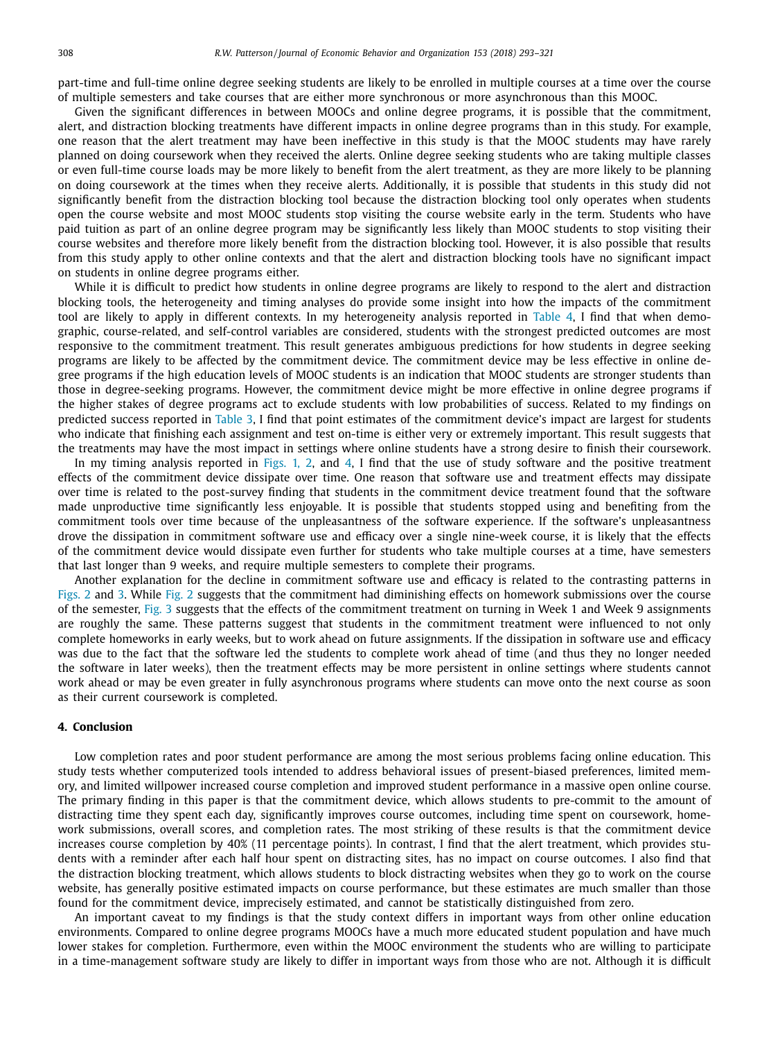part-time and full-time online degree seeking students are likely to be enrolled in multiple courses at a time over the course of multiple semesters and take courses that are either more synchronous or more asynchronous than this MOOC.

Given the significant differences in between MOOCs and online degree programs, it is possible that the commitment, alert, and distraction blocking treatments have different impacts in online degree programs than in this study. For example, one reason that the alert treatment may have been ineffective in this study is that the MOOC students may have rarely planned on doing coursework when they received the alerts. Online degree seeking students who are taking multiple classes or even full-time course loads may be more likely to benefit from the alert treatment, as they are more likely to be planning on doing coursework at the times when they receive alerts. Additionally, it is possible that students in this study did not significantly benefit from the distraction blocking tool because the distraction blocking tool only operates when students open the course website and most MOOC students stop visiting the course website early in the term. Students who have paid tuition as part of an online degree program may be significantly less likely than MOOC students to stop visiting their course websites and therefore more likely benefit from the distraction blocking tool. However, it is also possible that results from this study apply to other online contexts and that the alert and distraction blocking tools have no significant impact on students in online degree programs either.

While it is difficult to predict how students in online degree programs are likely to respond to the alert and distraction blocking tools, the heterogeneity and timing analyses do provide some insight into how the impacts of the commitment tool are likely to apply in different contexts. In my heterogeneity analysis reported in Table 4, I find that when demographic, course-related, and self-control variables are considered, students with the strongest predicted outcomes are most responsive to the commitment treatment. This result generates ambiguous predictions for how students in degree seeking programs are likely to be affected by the commitment device. The commitment device may be less effective in online degree programs if the high education levels of MOOC students is an indication that MOOC students are stronger students than those in degree-seeking programs. However, the commitment device might be more effective in online degree programs if the higher stakes of degree programs act to exclude students with low probabilities of success. Related to my findings on predicted success reported in Table 3, I find that point estimates of the commitment device's impact are largest for students who indicate that finishing each assignment and test on-time is either very or extremely important. This result suggests that the treatments may have the most impact in settings where online students have a strong desire to finish their coursework.

In my timing analysis reported in Figs. 1, 2, and 4, I find that the use of study software and the positive treatment effects of the commitment device dissipate over time. One reason that software use and treatment effects may dissipate over time is related to the post-survey finding that students in the commitment device treatment found that the software made unproductive time significantly less enjoyable. It is possible that students stopped using and benefiting from the commitment tools over time because of the unpleasantness of the software experience. If the software's unpleasantness drove the dissipation in commitment software use and efficacy over a single nine-week course, it is likely that the effects of the commitment device would dissipate even further for students who take multiple courses at a time, have semesters that last longer than 9 weeks, and require multiple semesters to complete their programs.

Another explanation for the decline in commitment software use and efficacy is related to the contrasting patterns in Figs. 2 and 3. While Fig. 2 suggests that the commitment had diminishing effects on homework submissions over the course of the semester, Fig. 3 suggests that the effects of the commitment treatment on turning in Week 1 and Week 9 assignments are roughly the same. These patterns suggest that students in the commitment treatment were influenced to not only complete homeworks in early weeks, but to work ahead on future assignments. If the dissipation in software use and efficacy was due to the fact that the software led the students to complete work ahead of time (and thus they no longer needed the software in later weeks), then the treatment effects may be more persistent in online settings where students cannot work ahead or may be even greater in fully asynchronous programs where students can move onto the next course as soon as their current coursework is completed.

## 4. Conclusion

Low completion rates and poor student performance are among the most serious problems facing online education. This study tests whether computerized tools intended to address behavioral issues of present-biased preferences, limited memory, and limited willpower increased course completion and improved student performance in a massive open online course. The primary finding in this paper is that the commitment device, which allows students to pre-commit to the amount of distracting time they spent each day, significantly improves course outcomes, including time spent on coursework, homework submissions, overall scores, and completion rates. The most striking of these results is that the commitment device increases course completion by 40% (11 percentage points). In contrast, I find that the alert treatment, which provides students with a reminder after each half hour spent on distracting sites, has no impact on course outcomes. I also find that the distraction blocking treatment, which allows students to block distracting websites when they go to work on the course website, has generally positive estimated impacts on course performance, but these estimates are much smaller than those found for the commitment device, imprecisely estimated, and cannot be statistically distinguished from zero.

An important caveat to my findings is that the study context differs in important ways from other online education environments. Compared to online degree programs MOOCs have a much more educated student population and have much lower stakes for completion. Furthermore, even within the MOOC environment the students who are willing to participate in a time-management software study are likely to differ in important ways from those who are not. Although it is difficult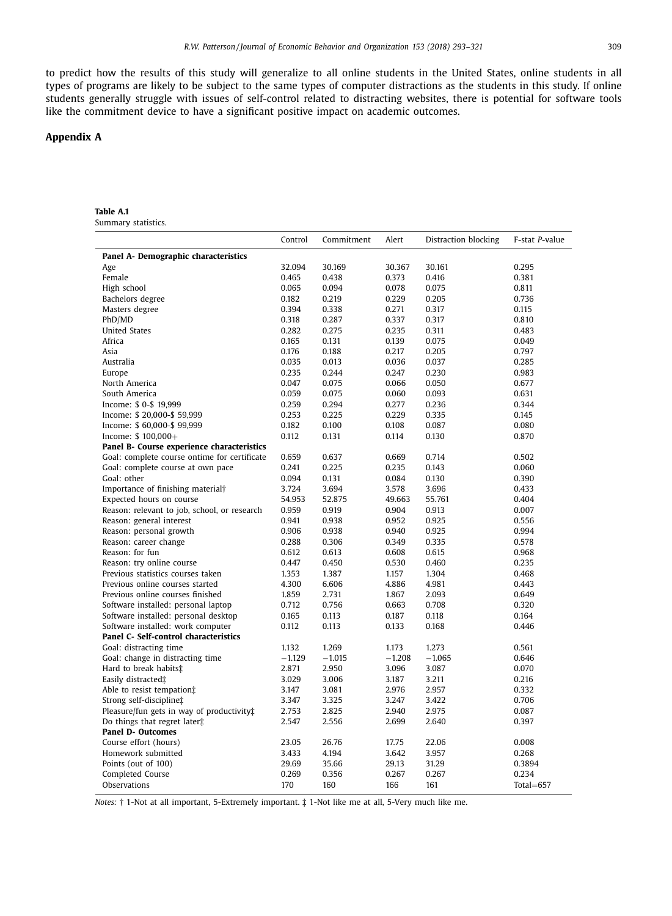to predict how the results of this study will generalize to all online students in the United States, online students in all types of programs are likely to be subject to the same types of computer distractions as the students in this study. If online students generally struggle with issues of self-control related to distracting websites, there is potential for software tools like the commitment device to have a significant positive impact on academic outcomes.

## Appendix A

**Table A.1**
Summary statistics.

| | Control | Commitment | Alert | Distraction blocking | F-stat *P*-value |
|---|---|---|---|---|---|
| **Panel A- Demographic characteristics** | | | | | |
| Age | 32.094 | 30.169 | 30.367 | 30.161 | 0.295 |
| Female | 0.465 | 0.438 | 0.373 | 0.416 | 0.381 |
| High school | 0.065 | 0.094 | 0.078 | 0.075 | 0.811 |
| Bachelors degree | 0.182 | 0.219 | 0.229 | 0.205 | 0.736 |
| Masters degree | 0.394 | 0.338 | 0.271 | 0.317 | 0.115 |
| PhD/MD | 0.318 | 0.287 | 0.337 | 0.317 | 0.810 |
| United States | 0.282 | 0.275 | 0.235 | 0.311 | 0.483 |
| Africa | 0.165 | 0.131 | 0.139 | 0.075 | 0.049 |
| Asia | 0.176 | 0.188 | 0.217 | 0.205 | 0.797 |
| Australia | 0.035 | 0.013 | 0.036 | 0.037 | 0.285 |
| Europe | 0.235 | 0.244 | 0.247 | 0.230 | 0.983 |
| North America | 0.047 | 0.075 | 0.066 | 0.050 | 0.677 |
| South America | 0.059 | 0.075 | 0.060 | 0.093 | 0.631 |
| Income: $ 0-$ 19,999 | 0.259 | 0.294 | 0.277 | 0.236 | 0.344 |
| Income: $ 20,000-$ 59,999 | 0.253 | 0.225 | 0.229 | 0.335 | 0.145 |
| Income: $ 60,000-$ 99,999 | 0.182 | 0.100 | 0.108 | 0.087 | 0.080 |
| Income: $ 100,000+ | 0.112 | 0.131 | 0.114 | 0.130 | 0.870 |
| **Panel B- Course experience characteristics** | | | | | |
| Goal: complete course ontime for certificate | 0.659 | 0.637 | 0.669 | 0.714 | 0.502 |
| Goal: complete course at own pace | 0.241 | 0.225 | 0.235 | 0.143 | 0.060 |
| Goal: other | 0.094 | 0.131 | 0.084 | 0.130 | 0.390 |
| Importance of finishing material† | 3.724 | 3.694 | 3.578 | 3.696 | 0.433 |
| Expected hours on course | 54.953 | 52.875 | 49.663 | 55.761 | 0.404 |
| Reason: relevant to job, school, or research | 0.959 | 0.919 | 0.904 | 0.913 | 0.007 |
| Reason: general interest | 0.941 | 0.938 | 0.952 | 0.925 | 0.556 |
| Reason: personal growth | 0.906 | 0.938 | 0.940 | 0.925 | 0.994 |
| Reason: career change | 0.288 | 0.306 | 0.349 | 0.335 | 0.578 |
| Reason: for fun | 0.612 | 0.613 | 0.608 | 0.615 | 0.968 |
| Reason: try online course | 0.447 | 0.450 | 0.530 | 0.460 | 0.235 |
| Previous statistics courses taken | 1.353 | 1.387 | 1.157 | 1.304 | 0.468 |
| Previous online courses started | 4.300 | 6.606 | 4.886 | 4.981 | 0.443 |
| Previous online courses finished | 1.859 | 2.731 | 1.867 | 2.093 | 0.649 |
| Software installed: personal laptop | 0.712 | 0.756 | 0.663 | 0.708 | 0.320 |
| Software installed: personal desktop | 0.165 | 0.113 | 0.187 | 0.118 | 0.164 |
| Software installed: work computer | 0.112 | 0.113 | 0.133 | 0.168 | 0.446 |
| **Panel C- Self-control characteristics** | | | | | |
| Goal: distracting time | 1.132 | 1.269 | 1.173 | 1.273 | 0.561 |
| Goal: change in distracting time | −1.129 | −1.015 | −1.208 | −1.065 | 0.646 |
| Hard to break habits‡ | 2.871 | 2.950 | 3.096 | 3.087 | 0.070 |
| Easily distracted‡ | 3.029 | 3.006 | 3.187 | 3.211 | 0.216 |
| Able to resist tempation‡ | 3.147 | 3.081 | 2.976 | 2.957 | 0.332 |
| Strong self-discipline‡ | 3.347 | 3.325 | 3.247 | 3.422 | 0.706 |
| Pleasure/fun gets in way of productivity‡ | 2.753 | 2.825 | 2.940 | 2.975 | 0.087 |
| Do things that regret later‡ | 2.547 | 2.556 | 2.699 | 2.640 | 0.397 |
| **Panel D- Outcomes** | | | | | |
| Course effort (hours) | 23.05 | 26.76 | 17.75 | 22.06 | 0.008 |
| Homework submitted | 3.433 | 4.194 | 3.642 | 3.957 | 0.268 |
| Points (out of 100) | 29.69 | 35.66 | 29.13 | 31.29 | 0.3894 |
| Completed Course | 0.269 | 0.356 | 0.267 | 0.267 | 0.234 |
| Observations | 170 | 160 | 166 | 161 | Total=657 |

*Notes:* † 1-Not at all important, 5-Extremely important. ‡ 1-Not like me at all, 5-Very much like me.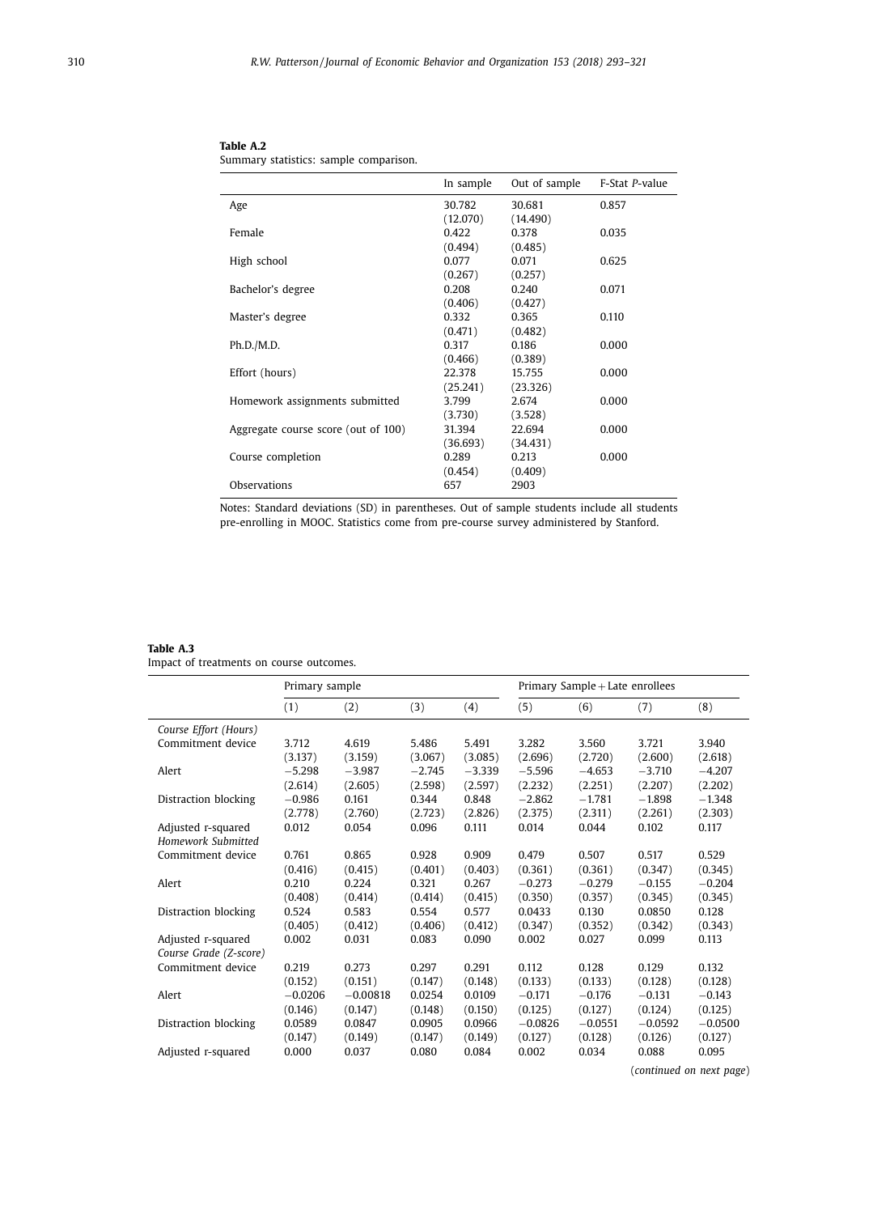**Table A.2**
Summary statistics: sample comparison.

| | In sample | Out of sample | F-Stat *P*-value |
|---|---|---|---|
| Age | 30.782 | 30.681 | 0.857 |
| | (12.070) | (14.490) | |
| Female | 0.422 | 0.378 | 0.035 |
| | (0.494) | (0.485) | |
| High school | 0.077 | 0.071 | 0.625 |
| | (0.267) | (0.257) | |
| Bachelor's degree | 0.208 | 0.240 | 0.071 |
| | (0.406) | (0.427) | |
| Master's degree | 0.332 | 0.365 | 0.110 |
| | (0.471) | (0.482) | |
| Ph.D./M.D. | 0.317 | 0.186 | 0.000 |
| | (0.466) | (0.389) | |
| Effort (hours) | 22.378 | 15.755 | 0.000 |
| | (25.241) | (23.326) | |
| Homework assignments submitted | 3.799 | 2.674 | 0.000 |
| | (3.730) | (3.528) | |
| Aggregate course score (out of 100) | 31.394 | 22.694 | 0.000 |
| | (36.693) | (34.431) | |
| Course completion | 0.289 | 0.213 | 0.000 |
| | (0.454) | (0.409) | |
| Observations | 657 | 2903 | |

Notes: Standard deviations (SD) in parentheses. Out of sample students include all students pre-enrolling in MOOC. Statistics come from pre-course survey administered by Stanford.

**Table A.3**
Impact of treatments on course outcomes.

| | Primary sample | | | | Primary Sample + Late enrollees | | | |
|---|---|---|---|---|---|---|---|---|
| | (1) | (2) | (3) | (4) | (5) | (6) | (7) | (8) |
| *Course Effort (Hours)* | | | | | | | | |
| Commitment device | 3.712 | 4.619 | 5.486 | 5.491 | 3.282 | 3.560 | 3.721 | 3.940 |
| | (3.137) | (3.159) | (3.067) | (3.085) | (2.696) | (2.720) | (2.600) | (2.618) |
| Alert | −5.298 | −3.987 | −2.745 | −3.339 | −5.596 | −4.653 | −3.710 | −4.207 |
| | (2.614) | (2.605) | (2.598) | (2.597) | (2.232) | (2.251) | (2.207) | (2.202) |
| Distraction blocking | −0.986 | 0.161 | 0.344 | 0.848 | −2.862 | −1.781 | −1.898 | −1.348 |
| | (2.778) | (2.760) | (2.723) | (2.826) | (2.375) | (2.311) | (2.261) | (2.303) |
| Adjusted r-squared | 0.012 | 0.054 | 0.096 | 0.111 | 0.014 | 0.044 | 0.102 | 0.117 |
| *Homework Submitted* | | | | | | | | |
| Commitment device | 0.761 | 0.865 | 0.928 | 0.909 | 0.479 | 0.507 | 0.517 | 0.529 |
| | (0.416) | (0.415) | (0.401) | (0.403) | (0.361) | (0.361) | (0.347) | (0.345) |
| Alert | 0.210 | 0.224 | 0.321 | 0.267 | −0.273 | −0.279 | −0.155 | −0.204 |
| | (0.408) | (0.414) | (0.414) | (0.415) | (0.350) | (0.357) | (0.345) | (0.345) |
| Distraction blocking | 0.524 | 0.583 | 0.554 | 0.577 | 0.0433 | 0.130 | 0.0850 | 0.128 |
| | (0.405) | (0.412) | (0.406) | (0.412) | (0.347) | (0.352) | (0.342) | (0.343) |
| Adjusted r-squared | 0.002 | 0.031 | 0.083 | 0.090 | 0.002 | 0.027 | 0.099 | 0.113 |
| *Course Grade (Z-score)* | | | | | | | | |
| Commitment device | 0.219 | 0.273 | 0.297 | 0.291 | 0.112 | 0.128 | 0.129 | 0.132 |
| | (0.152) | (0.151) | (0.147) | (0.148) | (0.133) | (0.133) | (0.128) | (0.128) |
| Alert | −0.0206 | −0.00818 | 0.0254 | 0.0109 | −0.171 | −0.176 | −0.131 | −0.143 |
| | (0.146) | (0.147) | (0.148) | (0.150) | (0.125) | (0.127) | (0.124) | (0.125) |
| Distraction blocking | 0.0589 | 0.0847 | 0.0905 | 0.0966 | −0.0826 | −0.0551 | −0.0592 | −0.0500 |
| | (0.147) | (0.149) | (0.147) | (0.149) | (0.127) | (0.128) | (0.126) | (0.127) |
| Adjusted r-squared | 0.000 | 0.037 | 0.080 | 0.084 | 0.002 | 0.034 | 0.088 | 0.095 |

(*continued on next page*)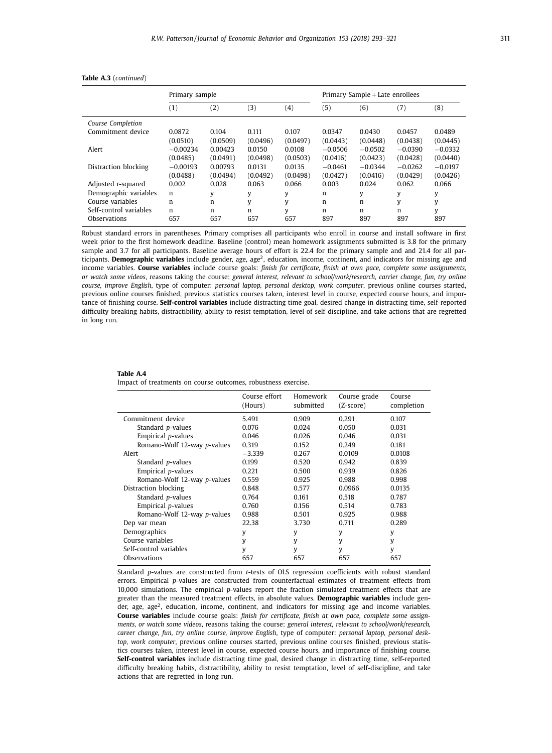**Table A.3** (*continued*)

| | Primary sample | | | | Primary Sample + Late enrollees | | | |
|---|---|---|---|---|---|---|---|---|
| | (1) | (2) | (3) | (4) | (5) | (6) | (7) | (8) |
| *Course Completion* | | | | | | | | |
| Commitment device | 0.0872 | 0.104 | 0.111 | 0.107 | 0.0347 | 0.0430 | 0.0457 | 0.0489 |
| | (0.0510) | (0.0509) | (0.0496) | (0.0497) | (0.0443) | (0.0448) | (0.0438) | (0.0445) |
| Alert | −0.00234 | 0.00423 | 0.0150 | 0.0108 | −0.0506 | −0.0502 | −0.0390 | −0.0332 |
| | (0.0485) | (0.0491) | (0.0498) | (0.0503) | (0.0416) | (0.0423) | (0.0428) | (0.0440) |
| Distraction blocking | −0.00193 | 0.00793 | 0.0131 | 0.0135 | −0.0461 | −0.0344 | −0.0262 | −0.0197 |
| | (0.0488) | (0.0494) | (0.0492) | (0.0498) | (0.0427) | (0.0416) | (0.0429) | (0.0426) |
| Adjusted r-squared | 0.002 | 0.028 | 0.063 | 0.066 | 0.003 | 0.024 | 0.062 | 0.066 |
| Demographic variables | n | y | y | y | n | y | y | y |
| Course variables | n | n | y | y | n | n | y | y |
| Self-control variables | n | n | n | y | n | n | n | y |
| Observations | 657 | 657 | 657 | 657 | 897 | 897 | 897 | 897 |

Robust standard errors in parentheses. Primary comprises all participants who enroll in course and install software in first week prior to the first homework deadline. Baseline (control) mean homework assignments submitted is 3.8 for the primary sample and 3.7 for all participants. Baseline average hours of effort is 22.4 for the primary sample and and 21.4 for all participants. **Demographic variables** include gender, age, age$^2$, education, income, continent, and indicators for missing age and income variables. **Course variables** include course goals: *finish for certificate, finish at own pace, complete some assignments, or watch some videos*, reasons taking the course: *general interest, relevant to school/work/research, carrier change, fun, try online course, improve English*, type of computer: *personal laptop, personal desktop, work computer*, previous online courses started, previous online courses finished, previous statistics courses taken, interest level in course, expected course hours, and importance of finishing course. **Self-control variables** include distracting time goal, desired change in distracting time, self-reported difficulty breaking habits, distractibility, ability to resist temptation, level of self-discipline, and take actions that are regretted in long run.

**Table A.4**
Impact of treatments on course outcomes, robustness exercise.

| | Course effort (Hours) | Homework submitted | Course grade (Z-score) | Course completion |
|---|---|---|---|---|
| Commitment device | 5.491 | 0.909 | 0.291 | 0.107 |
| Standard *p*-values | 0.076 | 0.024 | 0.050 | 0.031 |
| Empirical *p*-values | 0.046 | 0.026 | 0.046 | 0.031 |
| Romano-Wolf 12-way *p*-values | 0.319 | 0.152 | 0.249 | 0.181 |
| Alert | −3.339 | 0.267 | 0.0109 | 0.0108 |
| Standard *p*-values | 0.199 | 0.520 | 0.942 | 0.839 |
| Empirical *p*-values | 0.221 | 0.500 | 0.939 | 0.826 |
| Romano-Wolf 12-way *p*-values | 0.559 | 0.925 | 0.988 | 0.998 |
| Distraction blocking | 0.848 | 0.577 | 0.0966 | 0.0135 |
| Standard *p*-values | 0.764 | 0.161 | 0.518 | 0.787 |
| Empirical *p*-values | 0.760 | 0.156 | 0.514 | 0.783 |
| Romano-Wolf 12-way *p*-values | 0.988 | 0.501 | 0.925 | 0.988 |
| Dep var mean | 22.38 | 3.730 | 0.711 | 0.289 |
| Demographics | y | y | y | y |
| Course variables | y | y | y | y |
| Self-control variables | y | y | y | y |
| Observations | 657 | 657 | 657 | 657 |

Standard *p*-values are constructed from *t*-tests of OLS regression coefficients with robust standard errors. Empirical *p*-values are constructed from counterfactual estimates of treatment effects from 10,000 simulations. The empirical *p*-values report the fraction simulated treatment effects that are greater than the measured treatment effects, in absolute values. **Demographic variables** include gender, age, age$^2$, education, income, continent, and indicators for missing age and income variables. **Course variables** include course goals: *finish for certificate, finish at own pace, complete some assignments, or watch some videos*, reasons taking the course: *general interest, relevant to school/work/research, career change, fun, try online course, improve English*, type of computer: *personal laptop, personal desktop, work computer*, previous online courses started, previous online courses finished, previous statistics courses taken, interest level in course, expected course hours, and importance of finishing course. **Self-control variables** include distracting time goal, desired change in distracting time, self-reported difficulty breaking habits, distractibility, ability to resist temptation, level of self-discipline, and take actions that are regretted in long run.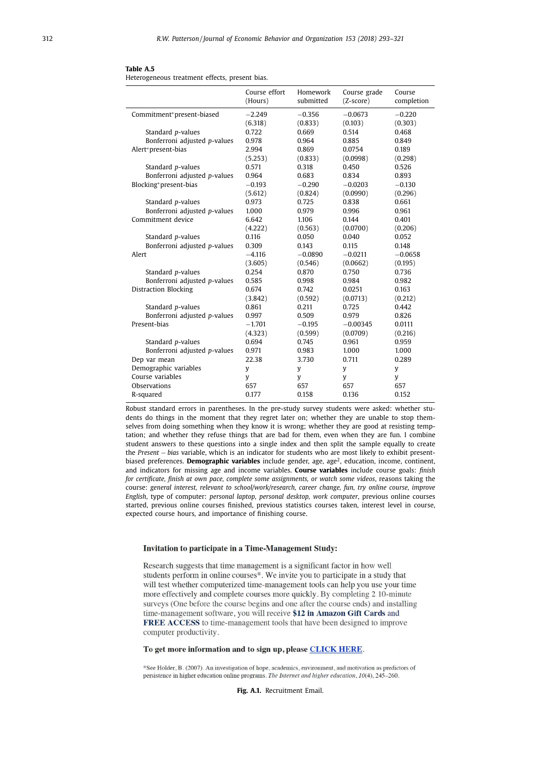**Table A.5**
Heterogeneous treatment effects, present bias.

| | Course effort (Hours) | Homework submitted | Course grade (Z-score) | Course completion |
|---|---|---|---|---|
| Commitment*present-biased | −2.249 | −0.356 | −0.0673 | −0.220 |
| | (6.318) | (0.833) | (0.103) | (0.303) |
| Standard *p*-values | 0.722 | 0.669 | 0.514 | 0.468 |
| Bonferroni adjusted *p*-values | 0.978 | 0.964 | 0.885 | 0.849 |
| Alert*present-bias | 2.994 | 0.869 | 0.0754 | 0.189 |
| | (5.253) | (0.833) | (0.0998) | (0.298) |
| Standard *p*-values | 0.571 | 0.318 | 0.450 | 0.526 |
| Bonferroni adjusted *p*-values | 0.964 | 0.683 | 0.834 | 0.893 |
| Blocking*present-bias | −0.193 | −0.290 | −0.0203 | −0.130 |
| | (5.612) | (0.824) | (0.0990) | (0.296) |
| Standard *p*-values | 0.973 | 0.725 | 0.838 | 0.661 |
| Bonferroni adjusted *p*-values | 1.000 | 0.979 | 0.996 | 0.961 |
| Commitment device | 6.642 | 1.106 | 0.144 | 0.401 |
| | (4.222) | (0.563) | (0.0700) | (0.206) |
| Standard *p*-values | 0.116 | 0.050 | 0.040 | 0.052 |
| Bonferroni adjusted *p*-values | 0.309 | 0.143 | 0.115 | 0.148 |
| Alert | −4.116 | −0.0890 | −0.0211 | −0.0658 |
| | (3.605) | (0.546) | (0.0662) | (0.195) |
| Standard *p*-values | 0.254 | 0.870 | 0.750 | 0.736 |
| Bonferroni adjusted *p*-values | 0.585 | 0.998 | 0.984 | 0.982 |
| Distraction Blocking | 0.674 | 0.742 | 0.0251 | 0.163 |
| | (3.842) | (0.592) | (0.0713) | (0.212) |
| Standard *p*-values | 0.861 | 0.211 | 0.725 | 0.442 |
| Bonferroni adjusted *p*-values | 0.997 | 0.509 | 0.979 | 0.826 |
| Present-bias | −1.701 | −0.195 | −0.00345 | 0.0111 |
| | (4.323) | (0.599) | (0.0709) | (0.216) |
| Standard *p*-values | 0.694 | 0.745 | 0.961 | 0.959 |
| Bonferroni adjusted *p*-values | 0.971 | 0.983 | 1.000 | 1.000 |
| Dep var mean | 22.38 | 3.730 | 0.711 | 0.289 |
| Demographic variables | y | y | y | y |
| Course variables | y | y | y | y |
| Observations | 657 | 657 | 657 | 657 |
| R-squared | 0.177 | 0.158 | 0.136 | 0.152 |

Robust standard errors in parentheses. In the pre-study survey students were asked: whether students do things in the moment that they regret later on; whether they are unable to stop themselves from doing something when they know it is wrong; whether they are good at resisting temptation; and whether they refuse things that are bad for them, even when they are fun. I combine student answers to these questions into a single index and then split the sample equally to create the *Present − bias* variable, which is an indicator for students who are most likely to exhibit present-biased preferences. **Demographic variables** include gender, age, age$^2$, education, income, continent, and indicators for missing age and income variables. **Course variables** include course goals: *finish for certificate, finish at own pace, complete some assignments, or watch some videos*, reasons taking the course: *general interest, relevant to school/work/research, career change, fun, try online course, improve English*, type of computer: *personal laptop, personal desktop, work computer*, previous online courses started, previous online courses finished, previous statistics courses taken, interest level in course, expected course hours, and importance of finishing course.

**Invitation to participate in a Time-Management Study:**

Research suggests that time management is a significant factor in how well students perform in online courses*. We invite you to participate in a study that will test whether computerized time-management tools can help you use your time more effectively and complete courses more quickly. By completing 2 10-minute surveys (One before the course begins and one after the course ends) and installing time-management software, you will receive **$12 in Amazon Gift Cards** and **FREE ACCESS** to time-management tools that have been designed to improve computer productivity.

**To get more information and to sign up, please CLICK HERE.**

*See Holder, B. (2007). An investigation of hope, academics, environment, and motivation as predictors of persistence in higher education online programs. *The Internet and higher education*, *10*(4), 245–260.

**Fig. A.1.** Recruitment Email.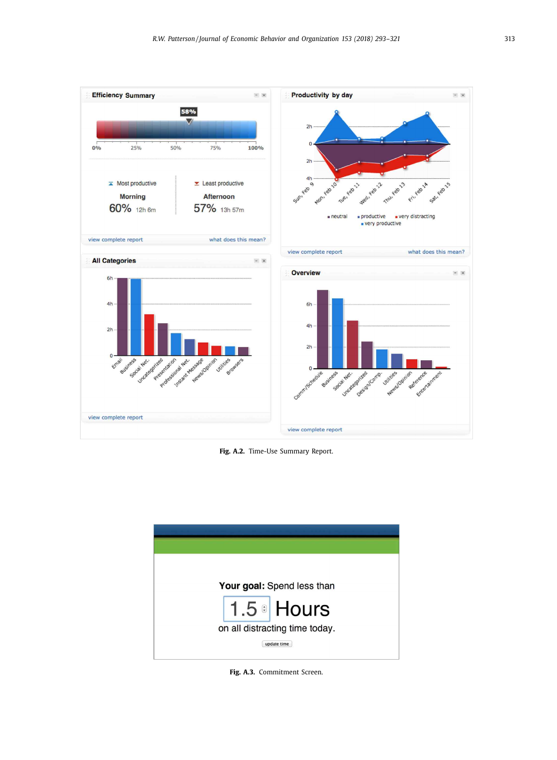Fig. A.2. Time-Use Summary Report.

Fig. A.3. Commitment Screen.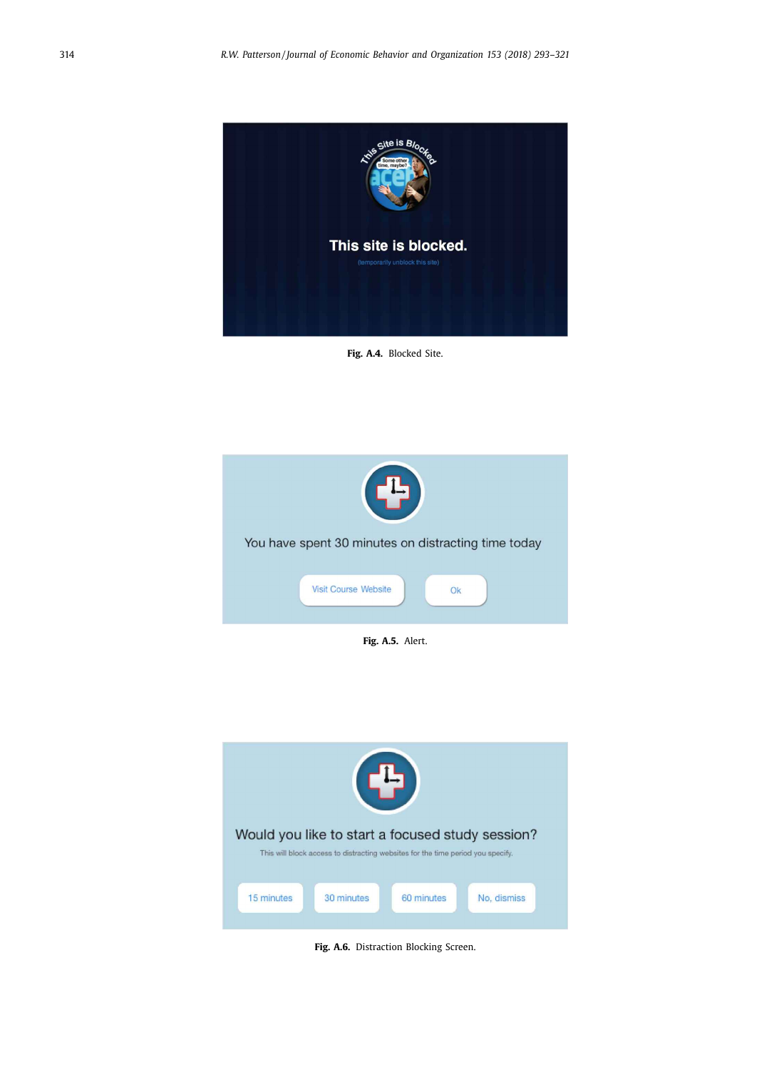Fig. A.4. Blocked Site.

Fig. A.5. Alert.

Fig. A.6. Distraction Blocking Screen.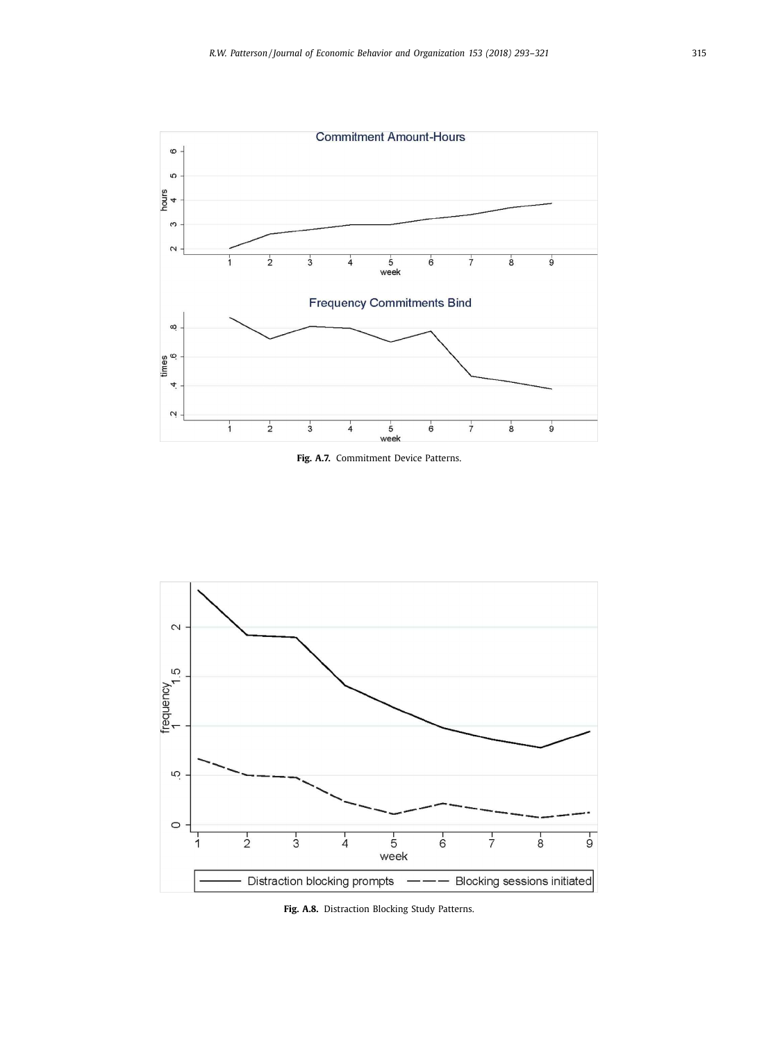Fig. A.7. Commitment Device Patterns.

Fig. A.8. Distraction Blocking Study Patterns.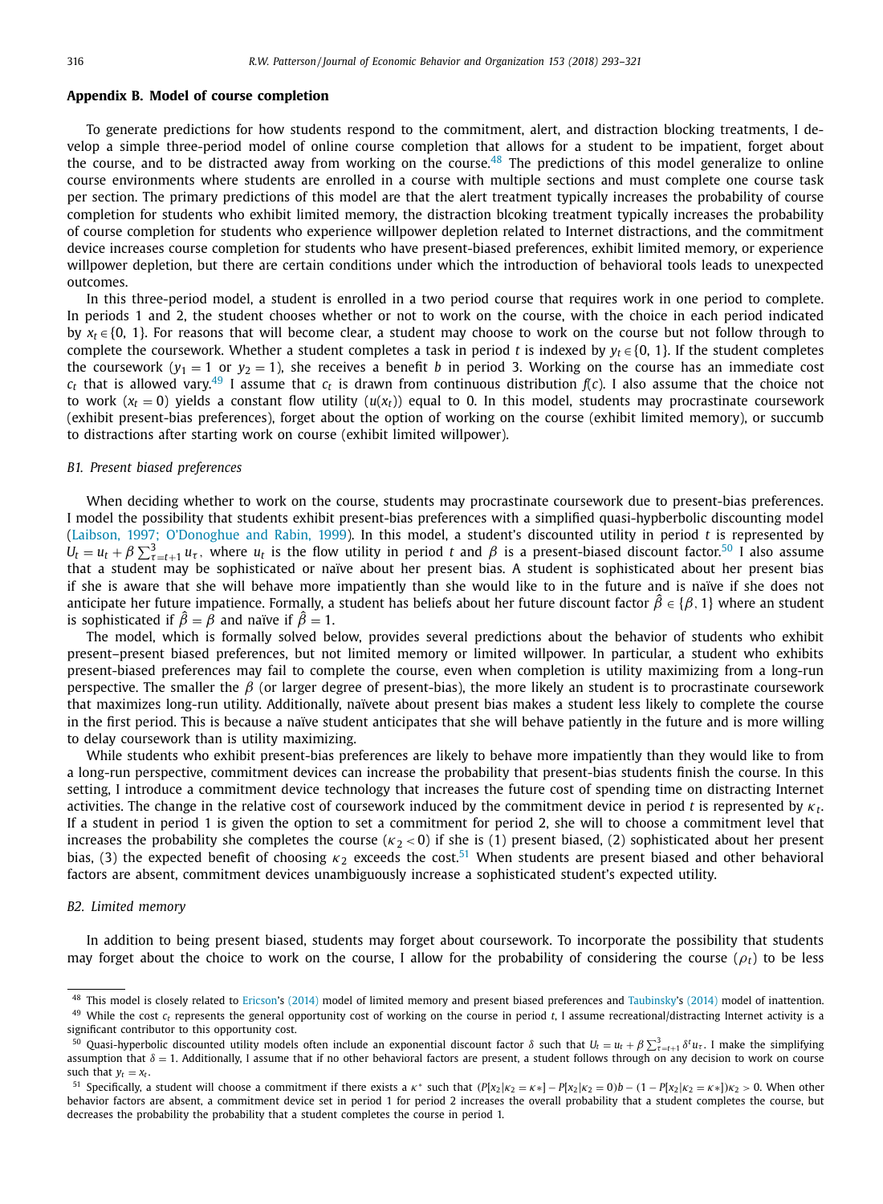## Appendix B. Model of course completion

To generate predictions for how students respond to the commitment, alert, and distraction blocking treatments, I develop a simple three-period model of online course completion that allows for a student to be impatient, forget about the course, and to be distracted away from working on the course.[48] The predictions of this model generalize to online course environments where students are enrolled in a course with multiple sections and must complete one course task per section. The primary predictions of this model are that the alert treatment typically increases the probability of course completion for students who exhibit limited memory, the distraction blcoking treatment typically increases the probability of course completion for students who experience willpower depletion related to Internet distractions, and the commitment device increases course completion for students who have present-biased preferences, exhibit limited memory, or experience willpower depletion, but there are certain conditions under which the introduction of behavioral tools leads to unexpected outcomes.

In this three-period model, a student is enrolled in a two period course that requires work in one period to complete. In periods 1 and 2, the student chooses whether or not to work on the course, with the choice in each period indicated by $x_t \in \{0, 1\}$. For reasons that will become clear, a student may choose to work on the course but not follow through to complete the coursework. Whether a student completes a task in period $t$ is indexed by $y_t \in \{0, 1\}$. If the student completes the coursework ($y_1 = 1$ or $y_2 = 1$), she receives a benefit $b$ in period 3. Working on the course has an immediate cost $c_t$ that is allowed vary.[49] I assume that $c_t$ is drawn from continuous distribution $f(c)$. I also assume that the choice not to work ($x_t = 0$) yields a constant flow utility ($u(x_t)$) equal to 0. In this model, students may procrastinate coursework (exhibit present-bias preferences), forget about the option of working on the course (exhibit limited memory), or succumb to distractions after starting work on course (exhibit limited willpower).

### B1. Present biased preferences

When deciding whether to work on the course, students may procrastinate coursework due to present-bias preferences. I model the possibility that students exhibit present-bias preferences with a simplified quasi-hypberbolic discounting model (Laibson, 1997; O'Donoghue and Rabin, 1999). In this model, a student's discounted utility in period $t$ is represented by $U_t = u_t + \beta \sum_{\tau=t+1}^{3} u_\tau$, where $u_t$ is the flow utility in period $t$ and $\beta$ is a present-biased discount factor.[50] I also assume that a student may be sophisticated or naïve about her present bias. A student is sophisticated about her present bias if she is aware that she will behave more impatiently than she would like to in the future and is naïve if she does not anticipate her future impatience. Formally, a student has beliefs about her future discount factor $\hat{\beta} \in \{\beta, 1\}$ where an student is sophisticated if $\hat{\beta} = \beta$ and naïve if $\hat{\beta} = 1$.

The model, which is formally solved below, provides several predictions about the behavior of students who exhibit present–present biased preferences, but not limited memory or limited willpower. In particular, a student who exhibits present-biased preferences may fail to complete the course, even when completion is utility maximizing from a long-run perspective. The smaller the $\beta$ (or larger degree of present-bias), the more likely an student is to procrastinate coursework that maximizes long-run utility. Additionally, naïvete about present bias makes a student less likely to complete the course in the first period. This is because a naïve student anticipates that she will behave patiently in the future and is more willing to delay coursework than is utility maximizing.

While students who exhibit present-bias preferences are likely to behave more impatiently than they would like to from a long-run perspective, commitment devices can increase the probability that present-bias students finish the course. In this setting, I introduce a commitment device technology that increases the future cost of spending time on distracting Internet activities. The change in the relative cost of coursework induced by the commitment device in period $t$ is represented by $\kappa_t$. If a student in period 1 is given the option to set a commitment for period 2, she will to choose a commitment level that increases the probability she completes the course ($\kappa_2 < 0$) if she is (1) present biased, (2) sophisticated about her present bias, (3) the expected benefit of choosing $\kappa_2$ exceeds the cost.[51] When students are present biased and other behavioral factors are absent, commitment devices unambiguously increase a sophisticated student's expected utility.

### B2. Limited memory

In addition to being present biased, students may forget about coursework. To incorporate the possibility that students may forget about the choice to work on the course, I allow for the probability of considering the course ($\rho_t$) to be less

---

[48] This model is closely related to Ericson's (2014) model of limited memory and present biased preferences and Taubinsky's (2014) model of inattention.

[49] While the cost $c_t$ represents the general opportunity cost of working on the course in period $t$, I assume recreational/distracting Internet activity is a significant contributor to this opportunity cost.

[50] Quasi-hyperbolic discounted utility models often include an exponential discount factor $\delta$ such that $U_t = u_t + \beta \sum_{\tau=t+1}^{3} \delta^t u_\tau$. I make the simplifying assumption that $\delta = 1$. Additionally, I assume that if no other behavioral factors are present, a student follows through on any decision to work on the course such that $y_t = x_t$.

[51] Specifically, a student will choose a commitment if there exists a $\kappa^*$ such that $(P[x_2|\kappa_2 = \kappa*] - P[x_2|\kappa_2 = 0)b - (1 - P[x_2|\kappa_2 = \kappa*])\kappa_2 > 0$. When other behavior factors are absent, a commitment device set in period 1 for period 2 increases the overall probability that a student completes the course, but decreases the probability the probability that a student completes the course in period 1.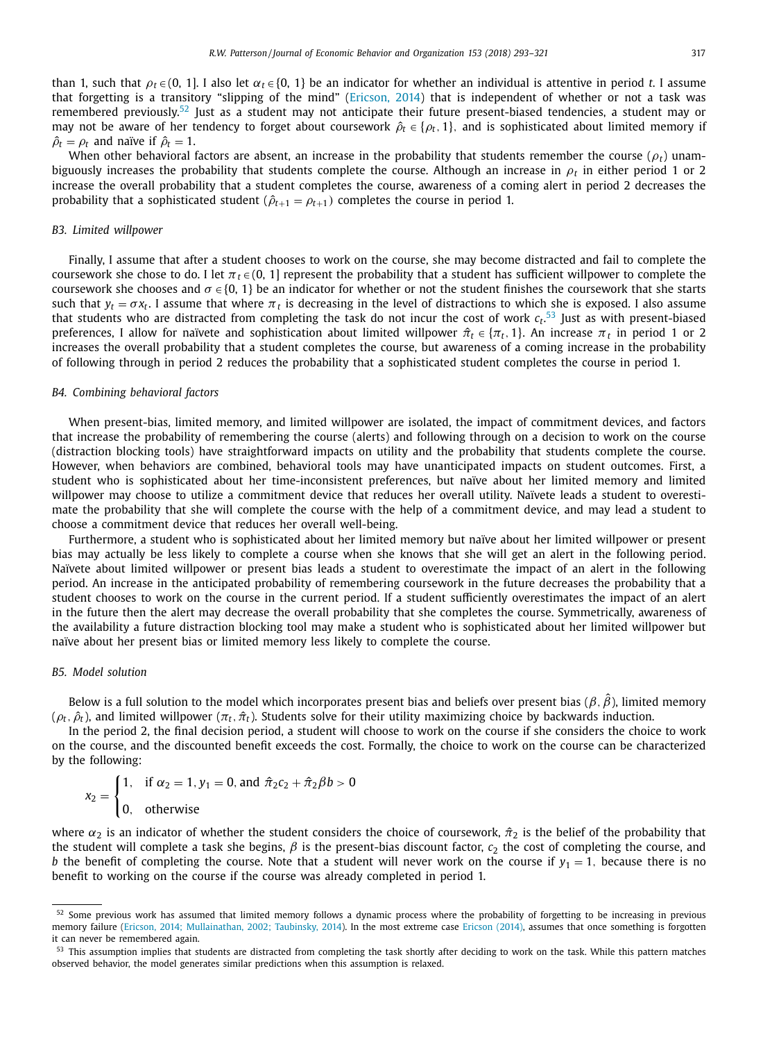than 1, such that $\rho_t \in (0, 1]$. I also let $\alpha_t \in \{0, 1\}$ be an indicator for whether an individual is attentive in period $t$. I assume that forgetting is a transitory "slipping of the mind" (Ericson, 2014) that is independent of whether or not a task was remembered previously.[52] Just as a student may not anticipate their future present-biased tendencies, a student may or may not be aware of her tendency to forget about coursework $\hat{\rho}_t \in \{\rho_t, 1\}$, and is sophisticated about limited memory if $\hat{\rho}_t = \rho_t$ and naïve if $\hat{\rho}_t = 1$.

When other behavioral factors are absent, an increase in the probability that students remember the course ($\rho_t$) unambiguously increases the probability that students complete the course. Although an increase in $\rho_t$ in either period 1 or 2 increase the overall probability that a student completes the course, awareness of a coming alert in period 2 decreases the probability that a sophisticated student ($\hat{\rho}_{t+1} = \rho_{t+1}$) completes the course in period 1.

### B3. Limited willpower

Finally, I assume that after a student chooses to work on the course, she may become distracted and fail to complete the coursework she chose to do. I let $\pi_t \in (0, 1]$ represent the probability that a student has sufficient willpower to complete the coursework she chooses and $\sigma \in \{0, 1\}$ be an indicator for whether or not the student finishes the coursework that she starts such that $y_t = \sigma x_t$. I assume that where $\pi_t$ is decreasing in the level of distractions to which she is exposed. I also assume that students who are distracted from completing the task do not incur the cost of work $c_t$.[53] Just as with present-biased preferences, I allow for naïvete and sophistication about limited willpower $\hat{\pi}_t \in \{\pi_t, 1\}$. An increase $\pi_t$ in period 1 or 2 increases the overall probability that a student completes the course, but awareness of a coming increase in the probability of following through in period 2 reduces the probability that a sophisticated student completes the course in period 1.

### B4. Combining behavioral factors

When present-bias, limited memory, and limited willpower are isolated, the impact of commitment devices, and factors that increase the probability of remembering the course (alerts) and following through on a decision to work on the course (distraction blocking tools) have straightforward impacts on utility and the probability that students complete the course. However, when behaviors are combined, behavioral tools may have unanticipated impacts on student outcomes. First, a student who is sophisticated about her time-inconsistent preferences, but naïve about her limited memory and limited willpower may choose to utilize a commitment device that reduces her overall utility. Naïvete leads a student to overestimate the probability that she will complete the course with the help of a commitment device, and may lead a student to choose a commitment device that reduces her overall well-being.

Furthermore, a student who is sophisticated about her limited memory but naïve about her limited willpower or present bias may actually be less likely to complete a course when she knows that she will get an alert in the following period. Naïvete about limited willpower or present bias leads a student to overestimate the impact of an alert in the following period. An increase in the anticipated probability of remembering coursework in the future decreases the probability that a student chooses to work on the course in the current period. If a student sufficiently overestimates the impact of an alert in the future then the alert may decrease the overall probability that she completes the course. Symmetrically, awareness of the availability a future distraction blocking tool may make a student who is sophisticated about her limited willpower but naïve about her present bias or limited memory less likely to complete the course.

### B5. Model solution

Below is a full solution to the model which incorporates present bias and beliefs over present bias ($\beta, \hat{\beta}$), limited memory ($\rho_t, \hat{\rho}_t$), and limited willpower ($\pi_t, \hat{\pi}_t$). Students solve for their utility maximizing choice by backwards induction.

In the period 2, the final decision period, a student will choose to work on the course if she considers the choice to work on the course, and the discounted benefit exceeds the cost. Formally, the choice to work on the course can be characterized by the following:

$$x_2 = \begin{cases} 1, & \text{if } \alpha_2 = 1, y_1 = 0, \text{and } \hat{\pi}_2 c_2 + \hat{\pi}_2 \beta b > 0 \\ 0, & \text{otherwise} \end{cases}$$

where $\alpha_2$ is an indicator of whether the student considers the choice of coursework, $\hat{\pi}_2$ is the belief of the probability that the student will complete a task she begins, $\beta$ is the present-bias discount factor, $c_2$ the cost of completing the course, and $b$ the benefit of completing the course. Note that a student will never work on the course if $y_1 = 1$, because there is no benefit to working on the course if the course was already completed in period 1.

---

[52] Some previous work has assumed that limited memory follows a dynamic process where the probability of forgetting to be increasing in previous memory failure (Ericson, 2014; Mullainathan, 2002; Taubinsky, 2014). In the most extreme case Ericson (2014), assumes that once something is forgotten it can never be remembered again.

[53] This assumption implies that students are distracted from completing the task shortly after deciding to work on the task. While this pattern matches observed behavior, the model generates similar predictions when this assumption is relaxed.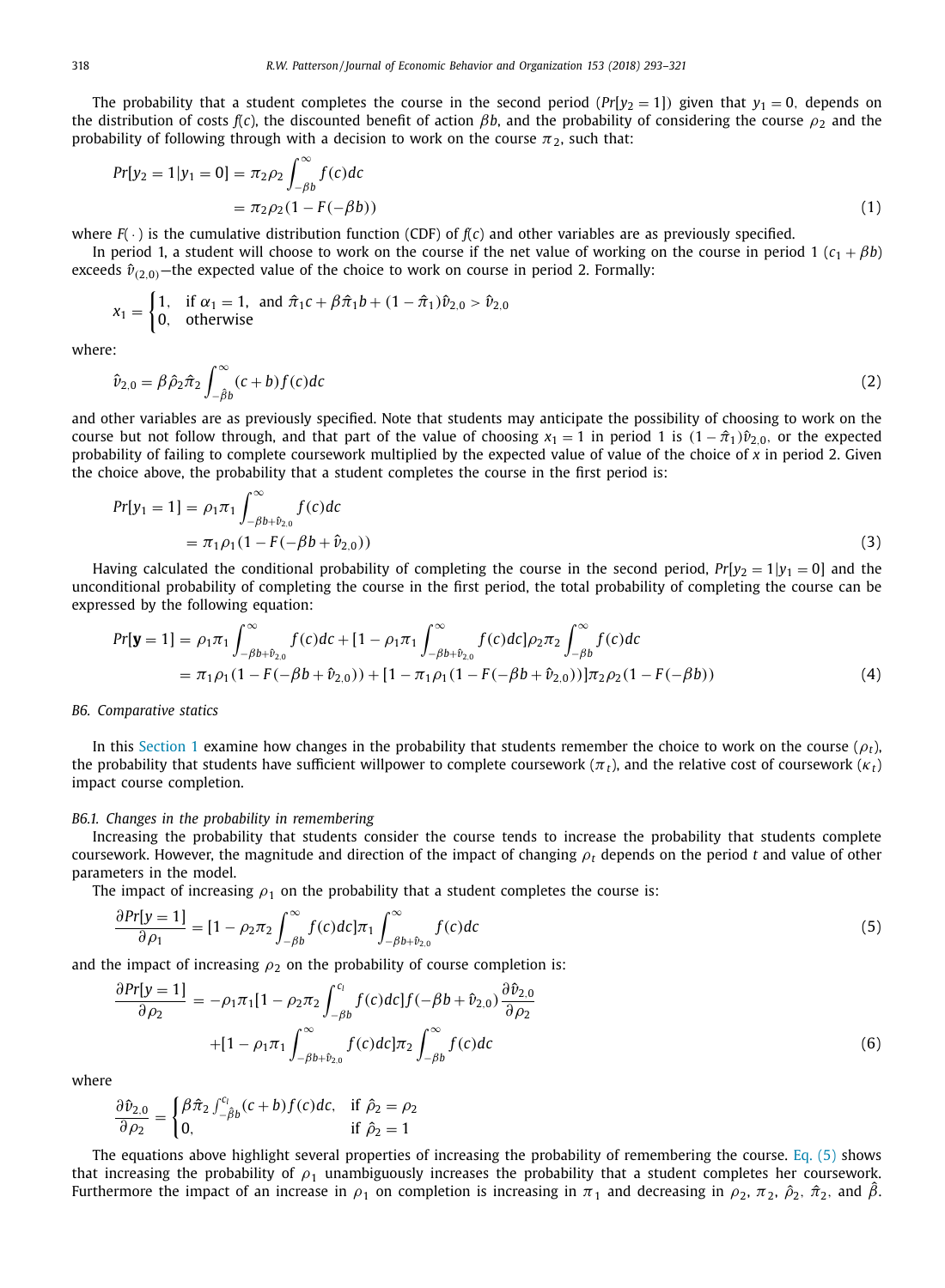The probability that a student completes the course in the second period ($Pr[y_2 = 1]$) given that $y_1 = 0$, depends on the distribution of costs $f(c)$, the discounted benefit of action $\beta b$, and the probability of considering the course $\rho_2$ and the probability of following through with a decision to work on the course $\pi_2$, such that:

$$
\begin{aligned}
Pr[y_2 = 1 | y_1 = 0] &= \pi_2 \rho_2 \int_{-\beta b}^{\infty} f(c) dc \\
&= \pi_2 \rho_2 (1 - F(-\beta b))
\end{aligned}
\tag{1}
$$

where $F(\cdot)$ is the cumulative distribution function (CDF) of $f(c)$ and other variables are as previously specified.

In period 1, a student will choose to work on the course if the net value of working on the course in period 1 ($c_1 + \beta b$) exceeds $\hat{v}_{(2,0)}$—the expected value of the choice to work on course in period 2. Formally:

$$
x_1 = \begin{cases} 1, & \text{if } \alpha_1 = 1, \text{ and } \hat{\pi}_1 c + \beta \hat{\pi}_1 b + (1 - \hat{\pi}_1)\hat{v}_{2,0} > \hat{v}_{2,0} \\ 0, & \text{otherwise} \end{cases}
$$

where:

$$
\hat{v}_{2,0} = \beta \hat{\rho}_2 \hat{\pi}_2 \int_{-\hat{\beta} b}^{\infty} (c + b) f(c) dc
\tag{2}
$$

and other variables are as previously specified. Note that students may anticipate the possibility of choosing to work on the course but not follow through, and that part of the value of choosing $x_1 = 1$ in period 1 is $(1 - \hat{\pi}_1)\hat{v}_{2,0}$, or the expected probability of failing to complete coursework multiplied by the expected value of value of the choice of $x$ in period 2. Given the choice above, the probability that a student completes the course in the first period is:

$$
\begin{aligned}
Pr[y_1 = 1] &= \rho_1 \pi_1 \int_{-\beta b + \hat{v}_{2,0}}^{\infty} f(c) dc \\
&= \pi_1 \rho_1 (1 - F(-\beta b + \hat{v}_{2,0}))
\end{aligned}
\tag{3}
$$

Having calculated the conditional probability of completing the course in the second period, $Pr[y_2 = 1 | y_1 = 0]$ and the unconditional probability of completing the course in the first period, the total probability of completing the course can be expressed by the following equation:

$$
\begin{aligned}
Pr[\mathbf{y} = 1] &= \rho_1 \pi_1 \int_{-\beta b + \hat{v}_{2,0}}^{\infty} f(c) dc + [1 - \rho_1 \pi_1 \int_{-\beta b + \hat{v}_{2,0}}^{\infty} f(c) dc] \rho_2 \pi_2 \int_{-\beta b}^{\infty} f(c) dc \\
&= \pi_1 \rho_1 (1 - F(-\beta b + \hat{v}_{2,0})) + [1 - \pi_1 \rho_1 (1 - F(-\beta b + \hat{v}_{2,0}))] \pi_2 \rho_2 (1 - F(-\beta b))
\end{aligned}
\tag{4}
$$

### B6. Comparative statics

In this Section 1 examine how changes in the probability that students remember the choice to work on the course ($\rho_t$), the probability that students have sufficient willpower to complete coursework ($\pi_t$), and the relative cost of coursework ($\kappa_t$) impact course completion.

#### B6.1. Changes in the probability in remembering

Increasing the probability that students consider the course tends to increase the probability that students complete coursework. However, the magnitude and direction of the impact of changing $\rho_t$ depends on the period $t$ and value of other parameters in the model.

The impact of increasing $\rho_1$ on the probability that a student completes the course is:

$$
\frac{\partial Pr[y = 1]}{\partial \rho_1} = [1 - \rho_2 \pi_2 \int_{-\beta b}^{\infty} f(c) dc] \pi_1 \int_{-\beta b + \hat{v}_{2,0}}^{\infty} f(c) dc
\tag{5}
$$

and the impact of increasing $\rho_2$ on the probability of course completion is:

$$
\begin{aligned}
\frac{\partial Pr[y = 1]}{\partial \rho_2} = &-\rho_1 \pi_1 [1 - \rho_2 \pi_2 \int_{-\beta b}^{c_l} f(c) dc] f(-\beta b + \hat{v}_{2,0}) \frac{\partial \hat{v}_{2,0}}{\partial \rho_2} \\
&+ [1 - \rho_1 \pi_1 \int_{-\beta b + \hat{v}_{2,0}}^{\infty} f(c) dc] \pi_2 \int_{-\beta b}^{\infty} f(c) dc
\end{aligned}
\tag{6}
$$

where

$$
\frac{\partial \hat{v}_{2,0}}{\partial \rho_2} = \begin{cases} \beta \hat{\pi}_2 \int_{-\hat{\beta} b}^{c_l} (c + b) f(c) dc, & \text{if } \hat{\rho}_2 = \rho_2 \\ 0, & \text{if } \hat{\rho}_2 = 1 \end{cases}
$$

The equations above highlight several properties of increasing the probability of remembering the course. Eq. (5) shows that increasing the probability of $\rho_1$ unambiguously increases the probability that a student completes her coursework. Furthermore the impact of an increase in $\rho_1$ on completion is increasing in $\pi_1$ and decreasing in $\rho_2$, $\pi_2$, $\hat{\rho}_2$, $\hat{\pi}_2$, and $\hat{\beta}$.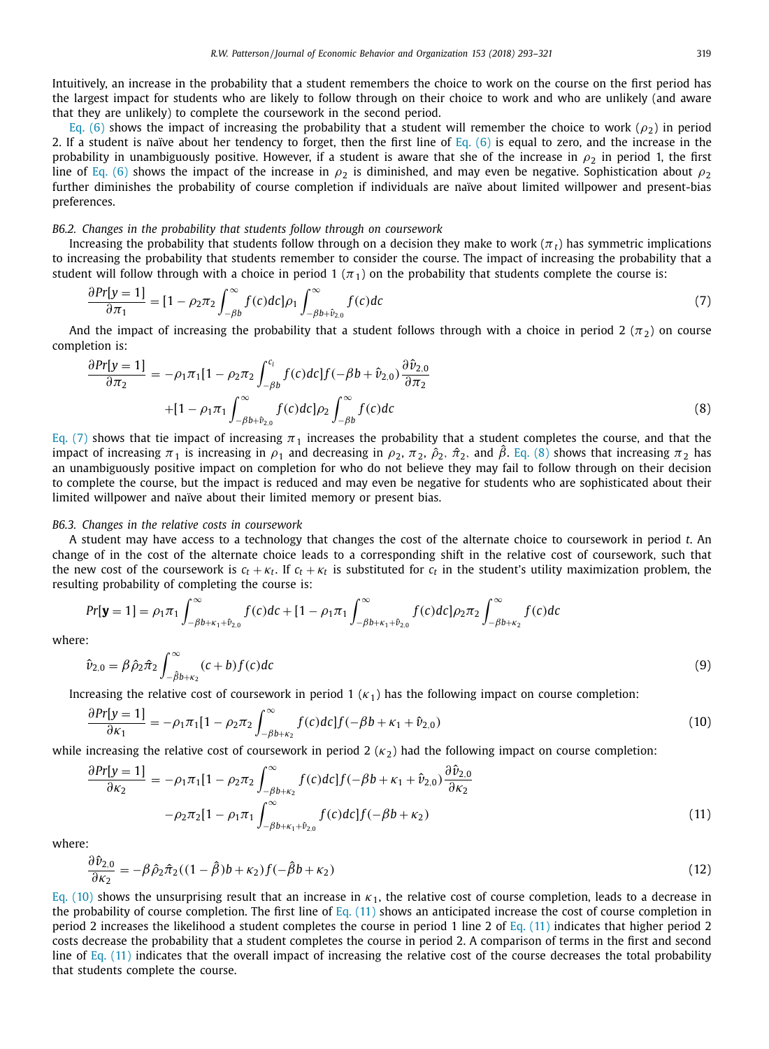Intuitively, an increase in the probability that a student remembers the choice to work on the course on the first period has the largest impact for students who are likely to follow through on their choice to work and who are unlikely (and aware that they are unlikely) to complete the coursework in the second period.

Eq. (6) shows the impact of increasing the probability that a student will remember the choice to work ($\rho_2$) in period 2. If a student is naïve about her tendency to forget, then the first line of Eq. (6) is equal to zero, and the increase in the probability in unambiguously positive. However, if a student is aware that she of the increase in $\rho_2$ in period 1, the first line of Eq. (6) shows the impact of the increase in $\rho_2$ is diminished, and may even be negative. Sophistication about $\rho_2$ further diminishes the probability of course completion if individuals are naïve about limited willpower and present-bias preferences.

### B6.2. Changes in the probability that students follow through on coursework

Increasing the probability that students follow through on a decision they make to work ($\pi_t$) has symmetric implications to increasing the probability that students remember to consider the course. The impact of increasing the probability that a student will follow through with a choice in period 1 ($\pi_1$) on the probability that students complete the course is:

$$\frac{\partial Pr[y=1]}{\partial \pi_1} = [1 - \rho_2 \pi_2 \int_{-\beta b}^{\infty} f(c)dc]\rho_1 \int_{-\beta b + \hat{v}_{2,0}}^{\infty} f(c)dc \tag{7}$$

And the impact of increasing the probability that a student follows through with a choice in period 2 ($\pi_2$) on course completion is:

$$\begin{aligned}\frac{\partial Pr[y=1]}{\partial \pi_2} &= -\rho_1 \pi_1 [1 - \rho_2 \pi_2 \int_{-\beta b}^{c_i} f(c)dc] f(-\beta b + \hat{v}_{2,0}) \frac{\partial \hat{v}_{2,0}}{\partial \pi_2} \\ &\quad + [1 - \rho_1 \pi_1 \int_{-\beta b + \hat{v}_{2,0}}^{\infty} f(c)dc]\rho_2 \int_{-\beta b}^{\infty} f(c)dc\end{aligned} \tag{8}$$

Eq. (7) shows that tie impact of increasing $\pi_1$ increases the probability that a student completes the course, and that the impact of increasing $\pi_1$ is increasing in $\rho_1$ and decreasing in $\rho_2$, $\pi_2$, $\hat{\rho}_2$, $\hat{\pi}_2$, and $\hat{\beta}$. Eq. (8) shows that increasing $\pi_2$ has an unambiguously positive impact on completion for who do not believe they may fail to follow through on their decision to complete the course, but the impact is reduced and may even be negative for students who are sophisticated about their limited willpower and naïve about their limited memory or present bias.

### B6.3. Changes in the relative costs in coursework

A student may have access to a technology that changes the cost of the alternate choice to coursework in period $t$. An change of in the cost of the alternate choice leads to a corresponding shift in the relative cost of coursework, such that the new cost of the coursework is $c_t + \kappa_t$. If $c_t + \kappa_t$ is substituted for $c_t$ in the student's utility maximization problem, the resulting probability of completing the course is:

$$Pr[\mathbf{y}=1] = \rho_1 \pi_1 \int_{-\beta b + \kappa_1 + \hat{v}_{2,0}}^{\infty} f(c)dc + [1 - \rho_1 \pi_1 \int_{-\beta b + \kappa_1 + \hat{v}_{2,0}}^{\infty} f(c)dc]\rho_2 \pi_2 \int_{-\beta b + \kappa_2}^{\infty} f(c)dc$$

where:

$$\hat{v}_{2,0} = \beta \hat{\rho}_2 \hat{\pi}_2 \int_{-\hat{\beta} b + \kappa_2}^{\infty} (c+b) f(c)dc \tag{9}$$

Increasing the relative cost of coursework in period 1 ($\kappa_1$) has the following impact on course completion:

$$\frac{\partial Pr[y=1]}{\partial \kappa_1} = -\rho_1 \pi_1 [1 - \rho_2 \pi_2 \int_{-\beta b + \kappa_2}^{\infty} f(c)dc] f(-\beta b + \kappa_1 + \hat{v}_{2,0}) \tag{10}$$

while increasing the relative cost of coursework in period 2 ($\kappa_2$) had the following impact on course completion:

$$\begin{aligned}\frac{\partial Pr[y=1]}{\partial \kappa_2} &= -\rho_1 \pi_1 [1 - \rho_2 \pi_2 \int_{-\beta b + \kappa_2}^{\infty} f(c)dc] f(-\beta b + \kappa_1 + \hat{v}_{2,0}) \frac{\partial \hat{v}_{2,0}}{\partial \kappa_2} \\ &\quad - \rho_2 \pi_2 [1 - \rho_1 \pi_1 \int_{-\beta b + \kappa_1 + \hat{v}_{2,0}}^{\infty} f(c)dc] f(-\beta b + \kappa_2)\end{aligned} \tag{11}$$

where:

$$\frac{\partial \hat{v}_{2,0}}{\partial \kappa_2} = -\beta \hat{\rho}_2 \hat{\pi}_2 ((1 - \hat{\beta})b + \kappa_2) f(-\hat{\beta} b + \kappa_2) \tag{12}$$

Eq. (10) shows the unsurprising result that an increase in $\kappa_1$, the relative cost of course completion, leads to a decrease in the probability of course completion. The first line of Eq. (11) shows an anticipated increase the cost of course completion in period 2 increases the likelihood a student completes the course in period 1 line 2 of Eq. (11) indicates that higher period 2 costs decrease the probability that a student completes the course in period 2. A comparison of terms in the first and second line of Eq. (11) indicates that the overall impact of increasing the relative cost of the course decreases the total probability that students complete the course.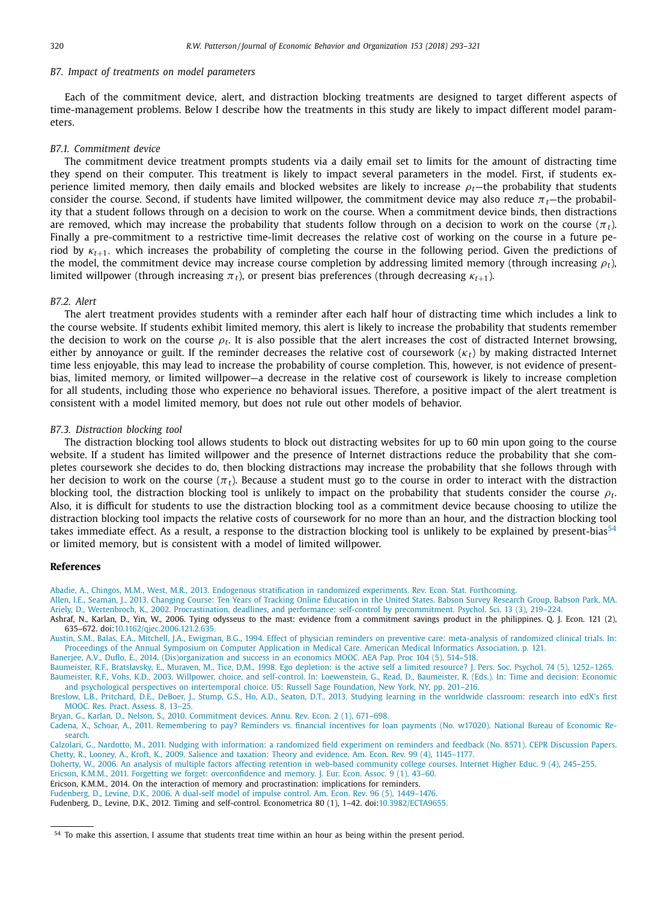### B7. Impact of treatments on model parameters

Each of the commitment device, alert, and distraction blocking treatments are designed to target different aspects of time-management problems. Below I describe how the treatments in this study are likely to impact different model parameters.

#### B7.1. Commitment device

The commitment device treatment prompts students via a daily email set to limits for the amount of distracting time they spend on their computer. This treatment is likely to impact several parameters in the model. First, if students experience limited memory, then daily emails and blocked websites are likely to increase $\rho_t$—the probability that students consider the course. Second, if students have limited willpower, the commitment device may also reduce $\pi_t$—the probability that a student follows through on a decision to work on the course. When a commitment device binds, then distractions are removed, which may increase the probability that students follow through on a decision to work on the course ($\pi_t$). Finally a pre-commitment to a restrictive time-limit decreases the relative cost of working on the course in a future period by $\kappa_{t+1}$, which increases the probability of completing the course in the following period. Given the predictions of the model, the commitment device may increase course completion by addressing limited memory (through increasing $\rho_t$), limited willpower (through increasing $\pi_t$), or present bias preferences (through decreasing $\kappa_{t+1}$).

#### B7.2. Alert

The alert treatment provides students with a reminder after each half hour of distracting time which includes a link to the course website. If students exhibit limited memory, this alert is likely to increase the probability that students remember the decision to work on the course $\rho_t$. It is also possible that the alert increases the cost of distracted Internet browsing, either by annoyance or guilt. If the reminder decreases the relative cost of coursework ($\kappa_t$) by making distracted Internet time less enjoyable, this may lead to increase the probability of course completion. This, however, is not evidence of present-bias, limited memory, or limited willpower—a decrease in the relative cost of coursework is likely to increase completion for all students, including those who experience no behavioral issues. Therefore, a positive impact of the alert treatment is consistent with a model limited memory, but does not rule out other models of behavior.

#### B7.3. Distraction blocking tool

The distraction blocking tool allows students to block out distracting websites for up to 60 min upon going to the course website. If a student has limited willpower and the presence of Internet distractions reduce the probability that she completes coursework she decides to do, then blocking distractions may increase the probability that she follows through with her decision to work on the course ($\pi_t$). Because a student must go to the course in order to interact with the distraction blocking tool, the distraction blocking tool is unlikely to impact on the probability that students consider the course $\rho_t$. Also, it is difficult for students to use the distraction blocking tool as a commitment device because choosing to utilize the distraction blocking tool impacts the relative costs of coursework for no more than an hour, and the distraction blocking tool takes immediate effect. As a result, a response to the distraction blocking tool is unlikely to be explained by present-bias[54] or limited memory, but is consistent with a model of limited willpower.

## References

Abadie, A., Chingos, M.M., West, M.R., 2013. Endogenous stratification in randomized experiments. Rev. Econ. Stat. Forthcoming.

Allen, I.E., Seaman, J., 2013. Changing Course: Ten Years of Tracking Online Education in the United States. Babson Survey Research Group, Babson Park, MA.

Ariely, D., Wertenbroch, K., 2002. Procrastination, deadlines, and performance: self-control by precommitment. Psychol. Sci. 13 (3), 219–224.

Ashraf, N., Karlan, D., Yin, W., 2006. Tying odysseus to the mast: evidence from a commitment savings product in the philippines. Q. J. Econ. 121 (2), 635–672. doi:10.1162/qjec.2006.121.2.635.

Austin, S.M., Balas, E.A., Mitchell, J.A., Ewigman, B.G., 1994. Effect of physician reminders on preventive care: meta-analysis of randomized clinical trials. In: Proceedings of the Annual Symposium on Computer Application in Medical Care. American Medical Informatics Association, p. 121.

Banerjee, A.V., Duflo, E., 2014. (Dis)organization and success in an economics MOOC. AEA Pap. Proc 104 (5), 514–518.

Baumeister, R.F., Bratslavsky, E., Muraven, M., Tice, D.M., 1998. Ego depletion: is the active self a limited resource? J. Pers. Soc. Psychol. 74 (5), 1252–1265.

Baumeister, R.F., Vohs, K.D., 2003. Willpower, choice, and self-control. In: Loewenstein, G., Read, D., Baumeister, R. (Eds.). In: Time and decision: Economic and psychological perspectives on intertemporal choice. US: Russell Sage Foundation, New York, NY, pp. 201–216.

Breslow, L.B., Pritchard, D.E., DeBoer, J., Stump, G.S., Ho, A.D., Seaton, D.T., 2013. Studying learning in the worldwide classroom: research into edX's first MOOC. Res. Pract. Assess. 8, 13–25.

Bryan, G., Karlan, D., Nelson, S., 2010. Commitment devices. Annu. Rev. Econ. 2 (1), 671–698.

Cadena, X., Schoar, A., 2011. Remembering to pay? Reminders vs. financial incentives for loan payments (No. w17020). National Bureau of Economic Research.

Calzolari, G., Nardotto, M., 2011. Nudging with information: a randomized field experiment on reminders and feedback (No. 8571). CEPR Discussion Papers.

Chetty, R., Looney, A., Kroft, K., 2009. Salience and taxation: Theory and evidence. Am. Econ. Rev. 99 (4), 1145–1177.

Doherty, W., 2006. An analysis of multiple factors affecting retention in web-based community college courses. Internet Higher Educ. 9 (4), 245–255.

Ericson, K.M.M., 2011. Forgetting we forget: overconfidence and memory. J. Eur. Econ. Assoc. 9 (1), 43–60.

Ericson, K.M.M., 2014. On the interaction of memory and procrastination: implications for reminders.

Fudenberg, D., Levine, D.K., 2006. A dual-self model of impulse control. Am. Econ. Rev. 96 (5), 1449–1476.

Fudenberg, D., Levine, D.K., 2012. Timing and self-control. Econometrica 80 (1), 1–42. doi:10.3982/ECTA9655.

---

[54] To make this assertion, I assume that students treat time within an hour as being within the present period.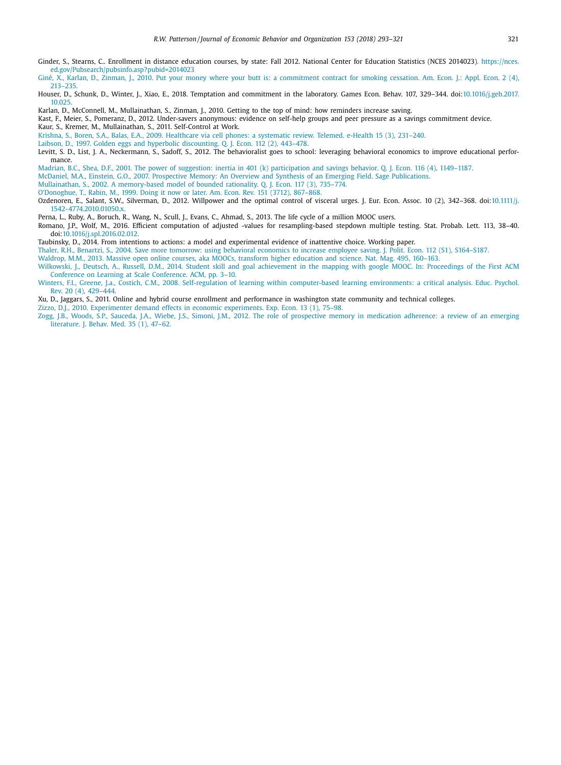Ginder, S., Stearns, C.. Enrollment in distance education courses, by state: Fall 2012. National Center for Education Statistics (NCES 2014023). https://nces.ed.gov/Pubsearch/pubsinfo.asp?pubid=2014023

Giné, X., Karlan, D., Zinman, J., 2010. Put your money where your butt is: a commitment contract for smoking cessation. Am. Econ. J.: Appl. Econ. 2 (4), 213–235.

Houser, D., Schunk, D., Winter, J., Xiao, E., 2018. Temptation and commitment in the laboratory. Games Econ. Behav. 107, 329–344. doi:10.1016/j.geb.2017.10.025.

Karlan, D., McConnell, M., Mullainathan, S., Zinman, J., 2010. Getting to the top of mind: how reminders increase saving.

Kast, F., Meier, S., Pomeranz, D., 2012. Under-savers anonymous: evidence on self-help groups and peer pressure as a savings commitment device.

Kaur, S., Kremer, M., Mullainathan, S., 2011. Self-Control at Work.

Krishna, S., Boren, S.A., Balas, E.A., 2009. Healthcare via cell phones: a systematic review. Telemed. e-Health 15 (3), 231–240.

Laibson, D., 1997. Golden eggs and hyperbolic discounting. Q. J. Econ. 112 (2), 443–478.

Levitt, S. D., List, J. A., Neckermann, S., Sadoff, S., 2012. The behavioralist goes to school: leveraging behavioral economics to improve educational performance.

Madrian, B.C., Shea, D.F., 2001. The power of suggestion: inertia in 401 (k) participation and savings behavior. Q. J. Econ. 116 (4), 1149–1187.

McDaniel, M.A., Einstein, G.O., 2007. Prospective Memory: An Overview and Synthesis of an Emerging Field. Sage Publications.

Mullainathan, S., 2002. A memory-based model of bounded rationality. Q. J. Econ. 117 (3), 735–774.

O'Donoghue, T., Rabin, M., 1999. Doing it now or later. Am. Econ. Rev. 151 (3712), 867–868.

Ozdenoren, E., Salant, S.W., Silverman, D., 2012. Willpower and the optimal control of visceral urges. J. Eur. Econ. Assoc. 10 (2), 342–368. doi:10.1111/j.1542-4774.2010.01050.x.

Perna, L., Ruby, A., Boruch, R., Wang, N., Scull, J., Evans, C., Ahmad, S., 2013. The life cycle of a million MOOC users.

Romano, J.P., Wolf, M., 2016. Efficient computation of adjusted -values for resampling-based stepdown multiple testing. Stat. Probab. Lett. 113, 38–40. doi:10.1016/j.spl.2016.02.012.

Taubinsky, D., 2014. From intentions to actions: a model and experimental evidence of inattentive choice. Working paper.

Thaler, R.H., Benartzi, S., 2004. Save more tomorrow: using behavioral economics to increase employee saving. J. Polit. Econ. 112 (S1), S164–S187.

Waldrop, M.M., 2013. Massive open online courses, aka MOOCs, transform higher education and science. Nat. Mag. 495, 160–163.

Wilkowski, J., Deutsch, A., Russell, D.M., 2014. Student skill and goal achievement in the mapping with google MOOC. In: Proceedings of the First ACM Conference on Learning at Scale Conference. ACM, pp. 3–10.

Winters, F.I., Greene, J.a., Costich, C.M., 2008. Self-regulation of learning within computer-based learning environments: a critical analysis. Educ. Psychol. Rev. 20 (4), 429–444.

Xu, D., Jaggars, S., 2011. Online and hybrid course enrollment and performance in washington state community and technical colleges.

Zizzo, D.J., 2010. Experimenter demand effects in economic experiments. Exp. Econ. 13 (1), 75–98.

Zogg, J.B., Woods, S.P., Sauceda, J.A., Wiebe, J.S., Simoni, J.M., 2012. The role of prospective memory in medication adherence: a review of an emerging literature. J. Behav. Med. 35 (1), 47–62.